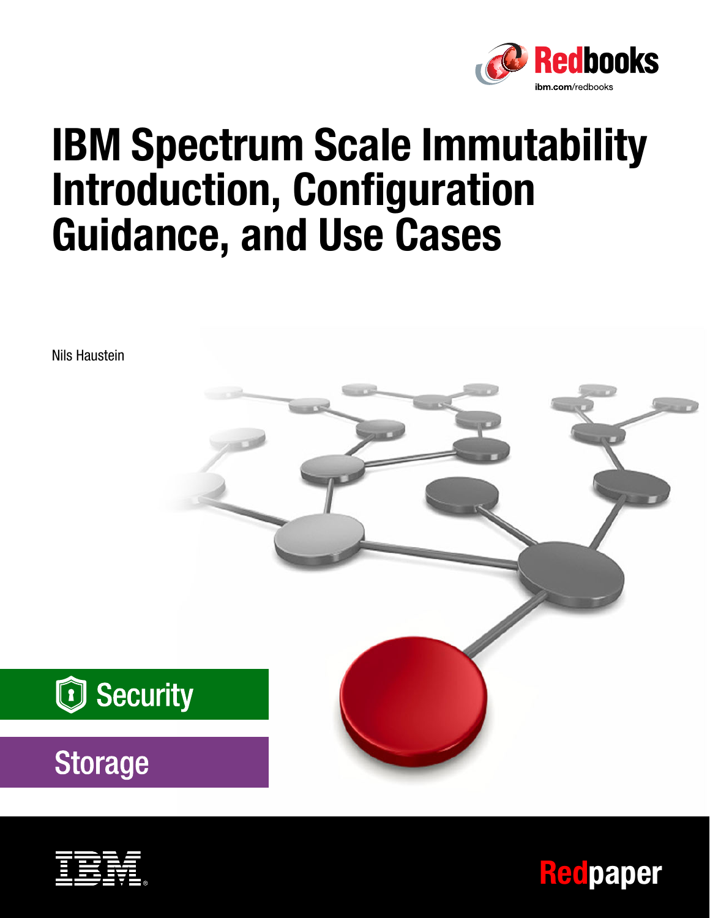# IBM Spectrum Scale Immutability Introduction, Configuration Guidance, and Use Cases

Nils Haustein

Security

Storage

Redpaper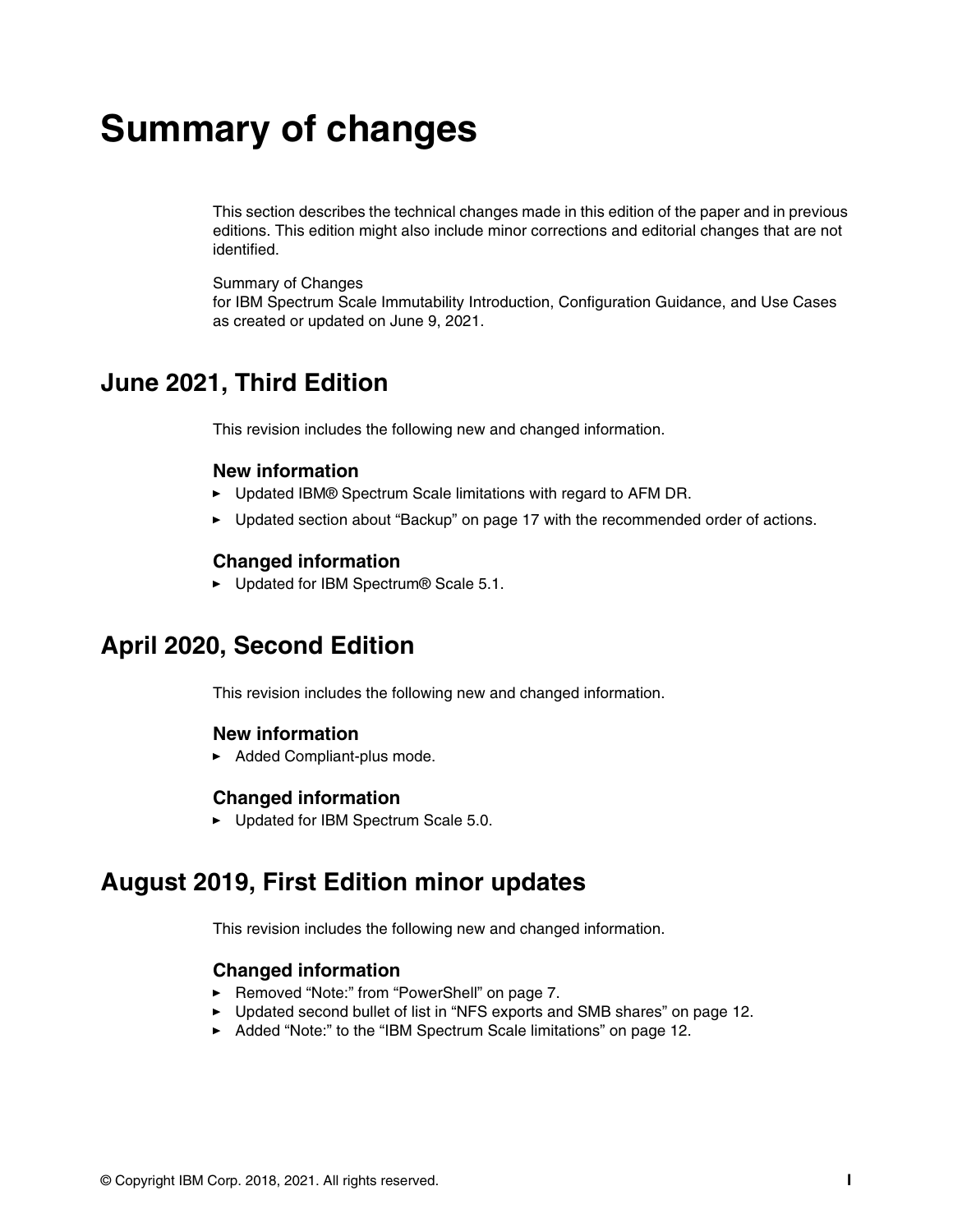# Summary of changes

This section describes the technical changes made in this edition of the paper and in previous editions. This edition might also include minor corrections and editorial changes that are not identified.

Summary of Changes
for IBM Spectrum Scale Immutability Introduction, Configuration Guidance, and Use Cases
as created or updated on June 9, 2021.

## June 2021, Third Edition

This revision includes the following new and changed information.

### New information

- Updated IBM® Spectrum Scale limitations with regard to AFM DR.
- Updated section about "Backup" on page 17 with the recommended order of actions.

### Changed information

- Updated for IBM Spectrum® Scale 5.1.

## April 2020, Second Edition

This revision includes the following new and changed information.

### New information

- Added Compliant-plus mode.

### Changed information

- Updated for IBM Spectrum Scale 5.0.

## August 2019, First Edition minor updates

This revision includes the following new and changed information.

### Changed information

- Removed "Note:" from "PowerShell" on page 7.
- Updated second bullet of list in "NFS exports and SMB shares" on page 12.
- Added "Note:" to the "IBM Spectrum Scale limitations" on page 12.

© Copyright IBM Corp. 2018, 2021. All rights reserved.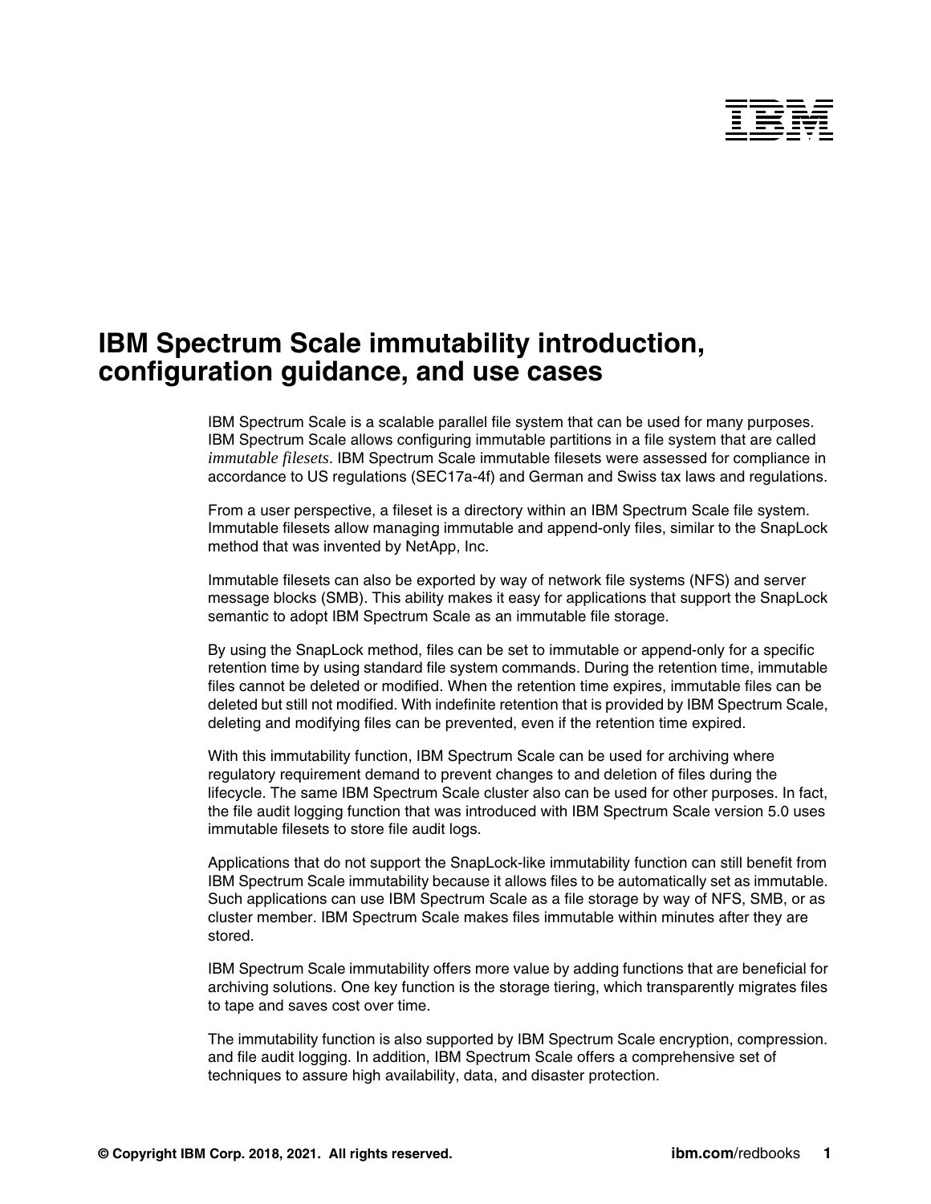# IBM Spectrum Scale immutability introduction, configuration guidance, and use cases

IBM Spectrum Scale is a scalable parallel file system that can be used for many purposes. IBM Spectrum Scale allows configuring immutable partitions in a file system that are called *immutable filesets*. IBM Spectrum Scale immutable filesets were assessed for compliance in accordance to US regulations (SEC17a-4f) and German and Swiss tax laws and regulations.

From a user perspective, a fileset is a directory within an IBM Spectrum Scale file system. Immutable filesets allow managing immutable and append-only files, similar to the SnapLock method that was invented by NetApp, Inc.

Immutable filesets can also be exported by way of network file systems (NFS) and server message blocks (SMB). This ability makes it easy for applications that support the SnapLock semantic to adopt IBM Spectrum Scale as an immutable file storage.

By using the SnapLock method, files can be set to immutable or append-only for a specific retention time by using standard file system commands. During the retention time, immutable files cannot be deleted or modified. When the retention time expires, immutable files can be deleted but still not modified. With indefinite retention that is provided by IBM Spectrum Scale, deleting and modifying files can be prevented, even if the retention time expired.

With this immutability function, IBM Spectrum Scale can be used for archiving where regulatory requirement demand to prevent changes to and deletion of files during the lifecycle. The same IBM Spectrum Scale cluster also can be used for other purposes. In fact, the file audit logging function that was introduced with IBM Spectrum Scale version 5.0 uses immutable filesets to store file audit logs.

Applications that do not support the SnapLock-like immutability function can still benefit from IBM Spectrum Scale immutability because it allows files to be automatically set as immutable. Such applications can use IBM Spectrum Scale as a file storage by way of NFS, SMB, or as cluster member. IBM Spectrum Scale makes files immutable within minutes after they are stored.

IBM Spectrum Scale immutability offers more value by adding functions that are beneficial for archiving solutions. One key function is the storage tiering, which transparently migrates files to tape and saves cost over time.

The immutability function is also supported by IBM Spectrum Scale encryption, compression. and file audit logging. In addition, IBM Spectrum Scale offers a comprehensive set of techniques to assure high availability, data, and disaster protection.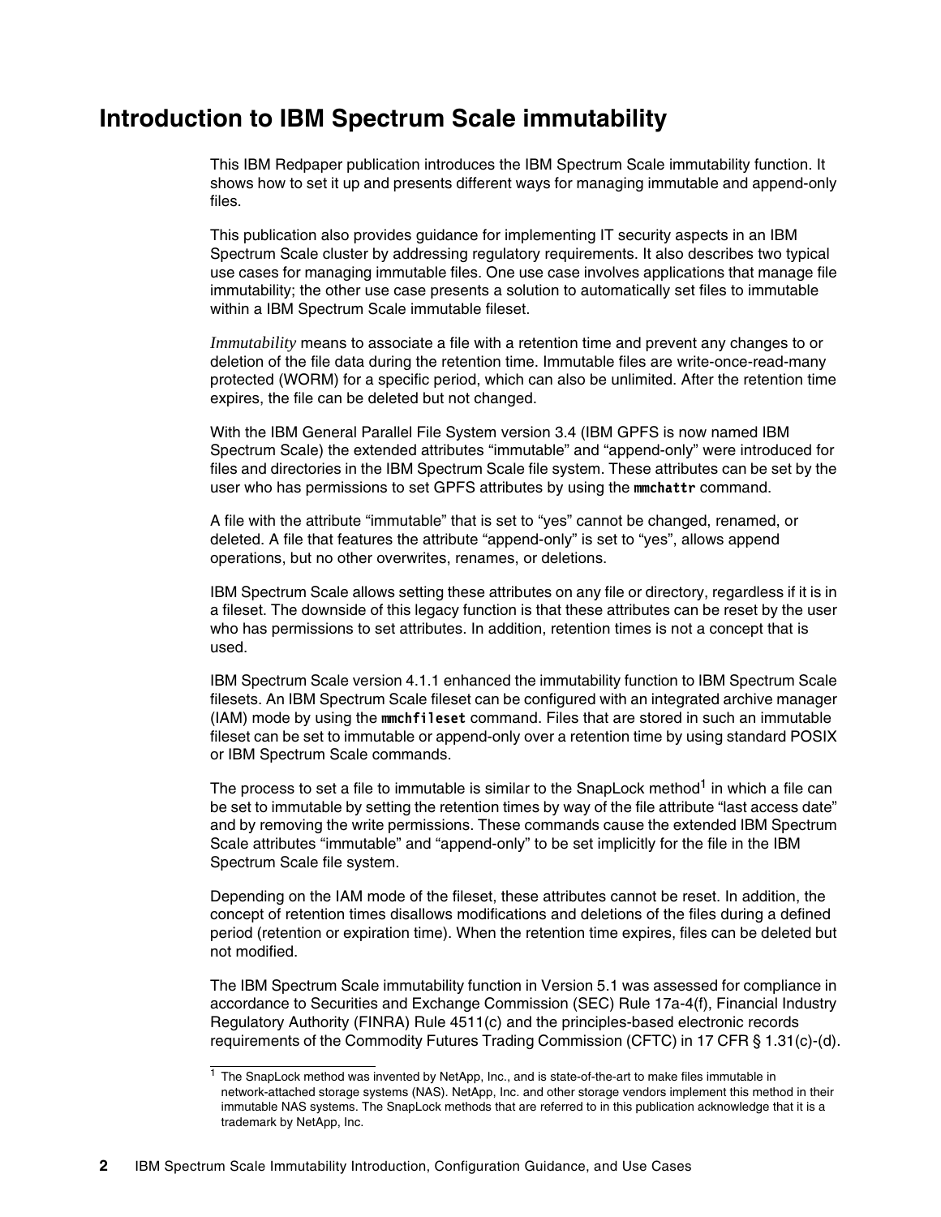# Introduction to IBM Spectrum Scale immutability

This IBM Redpaper publication introduces the IBM Spectrum Scale immutability function. It shows how to set it up and presents different ways for managing immutable and append-only files.

This publication also provides guidance for implementing IT security aspects in an IBM Spectrum Scale cluster by addressing regulatory requirements. It also describes two typical use cases for managing immutable files. One use case involves applications that manage file immutability; the other use case presents a solution to automatically set files to immutable within a IBM Spectrum Scale immutable fileset.

*Immutability* means to associate a file with a retention time and prevent any changes to or deletion of the file data during the retention time. Immutable files are write-once-read-many protected (WORM) for a specific period, which can also be unlimited. After the retention time expires, the file can be deleted but not changed.

With the IBM General Parallel File System version 3.4 (IBM GPFS is now named IBM Spectrum Scale) the extended attributes “immutable” and “append-only” were introduced for files and directories in the IBM Spectrum Scale file system. These attributes can be set by the user who has permissions to set GPFS attributes by using the **mmchattr** command.

A file with the attribute “immutable” that is set to “yes” cannot be changed, renamed, or deleted. A file that features the attribute “append-only” is set to “yes”, allows append operations, but no other overwrites, renames, or deletions.

IBM Spectrum Scale allows setting these attributes on any file or directory, regardless if it is in a fileset. The downside of this legacy function is that these attributes can be reset by the user who has permissions to set attributes. In addition, retention times is not a concept that is used.

IBM Spectrum Scale version 4.1.1 enhanced the immutability function to IBM Spectrum Scale filesets. An IBM Spectrum Scale fileset can be configured with an integrated archive manager (IAM) mode by using the **mmchfileset** command. Files that are stored in such an immutable fileset can be set to immutable or append-only over a retention time by using standard POSIX or IBM Spectrum Scale commands.

The process to set a file to immutable is similar to the SnapLock method[1] in which a file can be set to immutable by setting the retention times by way of the file attribute “last access date” and by removing the write permissions. These commands cause the extended IBM Spectrum Scale attributes “immutable” and “append-only” to be set implicitly for the file in the IBM Spectrum Scale file system.

Depending on the IAM mode of the fileset, these attributes cannot be reset. In addition, the concept of retention times disallows modifications and deletions of the files during a defined period (retention or expiration time). When the retention time expires, files can be deleted but not modified.

The IBM Spectrum Scale immutability function in Version 5.1 was assessed for compliance in accordance to Securities and Exchange Commission (SEC) Rule 17a-4(f), Financial Industry Regulatory Authority (FINRA) Rule 4511(c) and the principles-based electronic records requirements of the Commodity Futures Trading Commission (CFTC) in 17 CFR § 1.31(c)-(d).

[1] The SnapLock method was invented by NetApp, Inc., and is state-of-the-art to make files immutable in network-attached storage systems (NAS). NetApp, Inc. and other storage vendors implement this method in their immutable NAS systems. The SnapLock methods that are referred to in this publication acknowledge that it is a trademark by NetApp, Inc.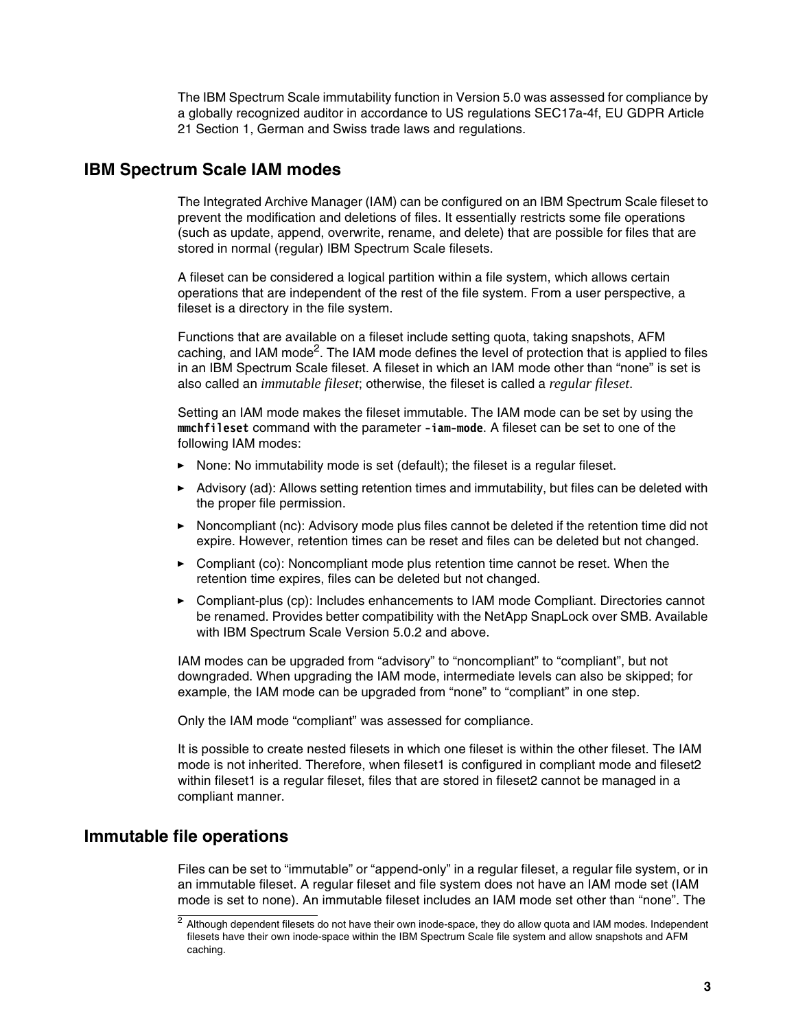The IBM Spectrum Scale immutability function in Version 5.0 was assessed for compliance by a globally recognized auditor in accordance to US regulations SEC17a-4f, EU GDPR Article 21 Section 1, German and Swiss trade laws and regulations.

## IBM Spectrum Scale IAM modes

The Integrated Archive Manager (IAM) can be configured on an IBM Spectrum Scale fileset to prevent the modification and deletions of files. It essentially restricts some file operations (such as update, append, overwrite, rename, and delete) that are possible for files that are stored in normal (regular) IBM Spectrum Scale filesets.

A fileset can be considered a logical partition within a file system, which allows certain operations that are independent of the rest of the file system. From a user perspective, a fileset is a directory in the file system.

Functions that are available on a fileset include setting quota, taking snapshots, AFM caching, and IAM mode[2]. The IAM mode defines the level of protection that is applied to files in an IBM Spectrum Scale fileset. A fileset in which an IAM mode other than “none” is set is also called an *immutable fileset*; otherwise, the fileset is called a *regular fileset*.

Setting an IAM mode makes the fileset immutable. The IAM mode can be set by using the **mmchfileset** command with the parameter **-iam-mode**. A fileset can be set to one of the following IAM modes:

- None: No immutability mode is set (default); the fileset is a regular fileset.
- Advisory (ad): Allows setting retention times and immutability, but files can be deleted with the proper file permission.
- Noncompliant (nc): Advisory mode plus files cannot be deleted if the retention time did not expire. However, retention times can be reset and files can be deleted but not changed.
- Compliant (co): Noncompliant mode plus retention time cannot be reset. When the retention time expires, files can be deleted but not changed.
- Compliant-plus (cp): Includes enhancements to IAM mode Compliant. Directories cannot be renamed. Provides better compatibility with the NetApp SnapLock over SMB. Available with IBM Spectrum Scale Version 5.0.2 and above.

IAM modes can be upgraded from “advisory” to “noncompliant” to “compliant”, but not downgraded. When upgrading the IAM mode, intermediate levels can also be skipped; for example, the IAM mode can be upgraded from “none” to “compliant” in one step.

Only the IAM mode “compliant” was assessed for compliance.

It is possible to create nested filesets in which one fileset is within the other fileset. The IAM mode is not inherited. Therefore, when fileset1 is configured in compliant mode and fileset2 within fileset1 is a regular fileset, files that are stored in fileset2 cannot be managed in a compliant manner.

## Immutable file operations

Files can be set to “immutable” or “append-only” in a regular fileset, a regular file system, or in an immutable fileset. A regular fileset and file system does not have an IAM mode set (IAM mode is set to none). An immutable fileset includes an IAM mode set other than “none”. The

[2] Although dependent filesets do not have their own inode-space, they do allow quota and IAM modes. Independent filesets have their own inode-space within the IBM Spectrum Scale file system and allow snapshots and AFM caching.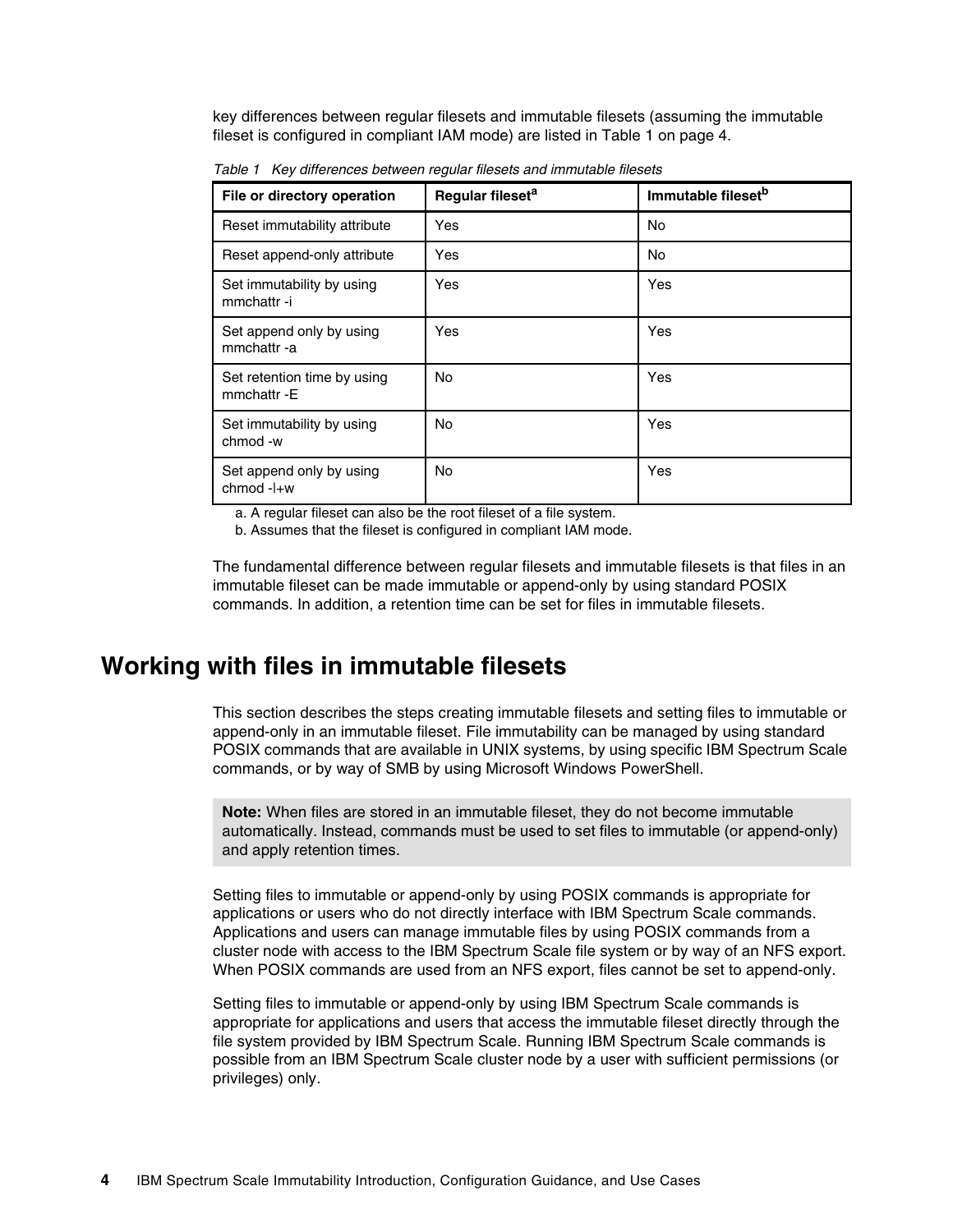key differences between regular filesets and immutable filesets (assuming the immutable fileset is configured in compliant IAM mode) are listed in Table 1 on page 4.

*Table 1 Key differences between regular filesets and immutable filesets*

| File or directory operation | Regular fileset[a] | Immutable fileset[b] |
|---|---|---|
| Reset immutability attribute | Yes | No |
| Reset append-only attribute | Yes | No |
| Set immutability by using mmchattr -i | Yes | Yes |
| Set append only by using mmchattr -a | Yes | Yes |
| Set retention time by using mmchattr -E | No | Yes |
| Set immutability by using chmod -w | No | Yes |
| Set append only by using chmod -l+w | No | Yes |

a. A regular fileset can also be the root fileset of a file system.

b. Assumes that the fileset is configured in compliant IAM mode.

The fundamental difference between regular filesets and immutable filesets is that files in an immutable fileset can be made immutable or append-only by using standard POSIX commands. In addition, a retention time can be set for files in immutable filesets.

## Working with files in immutable filesets

This section describes the steps creating immutable filesets and setting files to immutable or append-only in an immutable fileset. File immutability can be managed by using standard POSIX commands that are available in UNIX systems, by using specific IBM Spectrum Scale commands, or by way of SMB by using Microsoft Windows PowerShell.

> **Note:** When files are stored in an immutable fileset, they do not become immutable automatically. Instead, commands must be used to set files to immutable (or append-only) and apply retention times.

Setting files to immutable or append-only by using POSIX commands is appropriate for applications or users who do not directly interface with IBM Spectrum Scale commands. Applications and users can manage immutable files by using POSIX commands from a cluster node with access to the IBM Spectrum Scale file system or by way of an NFS export. When POSIX commands are used from an NFS export, files cannot be set to append-only.

Setting files to immutable or append-only by using IBM Spectrum Scale commands is appropriate for applications and users that access the immutable fileset directly through the file system provided by IBM Spectrum Scale. Running IBM Spectrum Scale commands is possible from an IBM Spectrum Scale cluster node by a user with sufficient permissions (or privileges) only.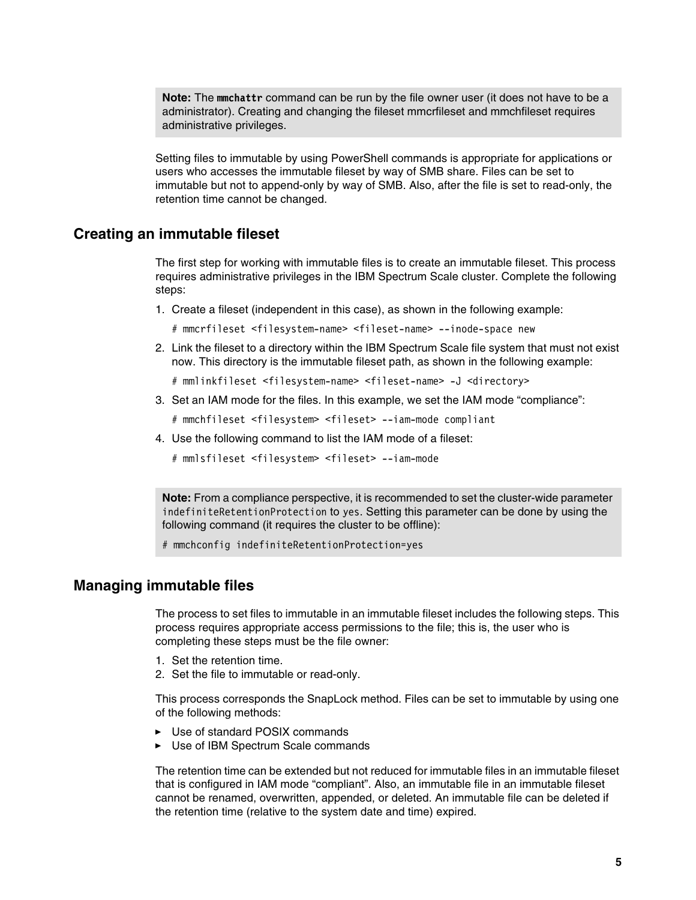> **Note:** The `mmchattr` command can be run by the file owner user (it does not have to be a administrator). Creating and changing the fileset mmcrfileset and mmchfileset requires administrative privileges.

Setting files to immutable by using PowerShell commands is appropriate for applications or users who accesses the immutable fileset by way of SMB share. Files can be set to immutable but not to append-only by way of SMB. Also, after the file is set to read-only, the retention time cannot be changed.

## Creating an immutable fileset

The first step for working with immutable files is to create an immutable fileset. This process requires administrative privileges in the IBM Spectrum Scale cluster. Complete the following steps:

1. Create a fileset (independent in this case), as shown in the following example:

   ```
   # mmcrfileset <filesystem-name> <fileset-name> --inode-space new
   ```

2. Link the fileset to a directory within the IBM Spectrum Scale file system that must not exist now. This directory is the immutable fileset path, as shown in the following example:

   ```
   # mmlinkfileset <filesystem-name> <fileset-name> -J <directory>
   ```

3. Set an IAM mode for the files. In this example, we set the IAM mode "compliance":

   ```
   # mmchfileset <filesystem> <fileset> --iam-mode compliant
   ```

4. Use the following command to list the IAM mode of a fileset:

   ```
   # mmlsfileset <filesystem> <fileset> --iam-mode
   ```

> **Note:** From a compliance perspective, it is recommended to set the cluster-wide parameter `indefiniteRetentionProtection` to `yes`. Setting this parameter can be done by using the following command (it requires the cluster to be offline):
>
> ```
> # mmchconfig indefiniteRetentionProtection=yes
> ```

## Managing immutable files

The process to set files to immutable in an immutable fileset includes the following steps. This process requires appropriate access permissions to the file; this is, the user who is completing these steps must be the file owner:

1. Set the retention time.
2. Set the file to immutable or read-only.

This process corresponds the SnapLock method. Files can be set to immutable by using one of the following methods:

- Use of standard POSIX commands
- Use of IBM Spectrum Scale commands

The retention time can be extended but not reduced for immutable files in an immutable fileset that is configured in IAM mode "compliant". Also, an immutable file in an immutable fileset cannot be renamed, overwritten, appended, or deleted. An immutable file can be deleted if the retention time (relative to the system date and time) expired.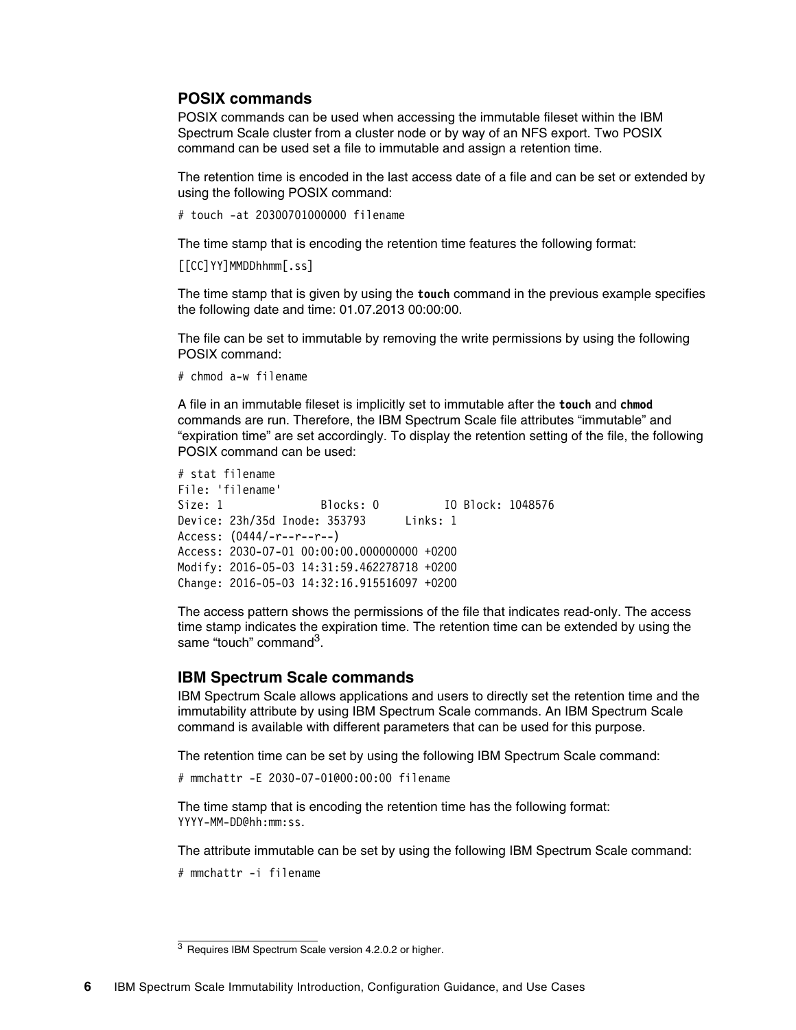### POSIX commands

POSIX commands can be used when accessing the immutable fileset within the IBM Spectrum Scale cluster from a cluster node or by way of an NFS export. Two POSIX command can be used set a file to immutable and assign a retention time.

The retention time is encoded in the last access date of a file and can be set or extended by using the following POSIX command:

```
# touch -at 20300701000000 filename
```

The time stamp that is encoding the retention time features the following format:

```
[[CC]YY]MMDDhhmm[.ss]
```

The time stamp that is given by using the **touch** command in the previous example specifies the following date and time: 01.07.2013 00:00:00.

The file can be set to immutable by removing the write permissions by using the following POSIX command:

```
# chmod a-w filename
```

A file in an immutable fileset is implicitly set to immutable after the **touch** and **chmod** commands are run. Therefore, the IBM Spectrum Scale file attributes “immutable” and “expiration time” are set accordingly. To display the retention setting of the file, the following POSIX command can be used:

```
# stat filename
File: 'filename'
Size: 1              Blocks: 0          IO Block: 1048576
Device: 23h/35d Inode: 353793      Links: 1
Access: (0444/-r--r--r--)
Access: 2030-07-01 00:00:00.000000000 +0200
Modify: 2016-05-03 14:31:59.462278718 +0200
Change: 2016-05-03 14:32:16.915516097 +0200
```

The access pattern shows the permissions of the file that indicates read-only. The access time stamp indicates the expiration time. The retention time can be extended by using the same “touch” command[3].

### IBM Spectrum Scale commands

IBM Spectrum Scale allows applications and users to directly set the retention time and the immutability attribute by using IBM Spectrum Scale commands. An IBM Spectrum Scale command is available with different parameters that can be used for this purpose.

The retention time can be set by using the following IBM Spectrum Scale command:

```
# mmchattr -E 2030-07-01@00:00:00 filename
```

The time stamp that is encoding the retention time has the following format: `YYYY-MM-DD@hh:mm:ss`.

The attribute immutable can be set by using the following IBM Spectrum Scale command:

```
# mmchattr -i filename
```

[3] Requires IBM Spectrum Scale version 4.2.0.2 or higher.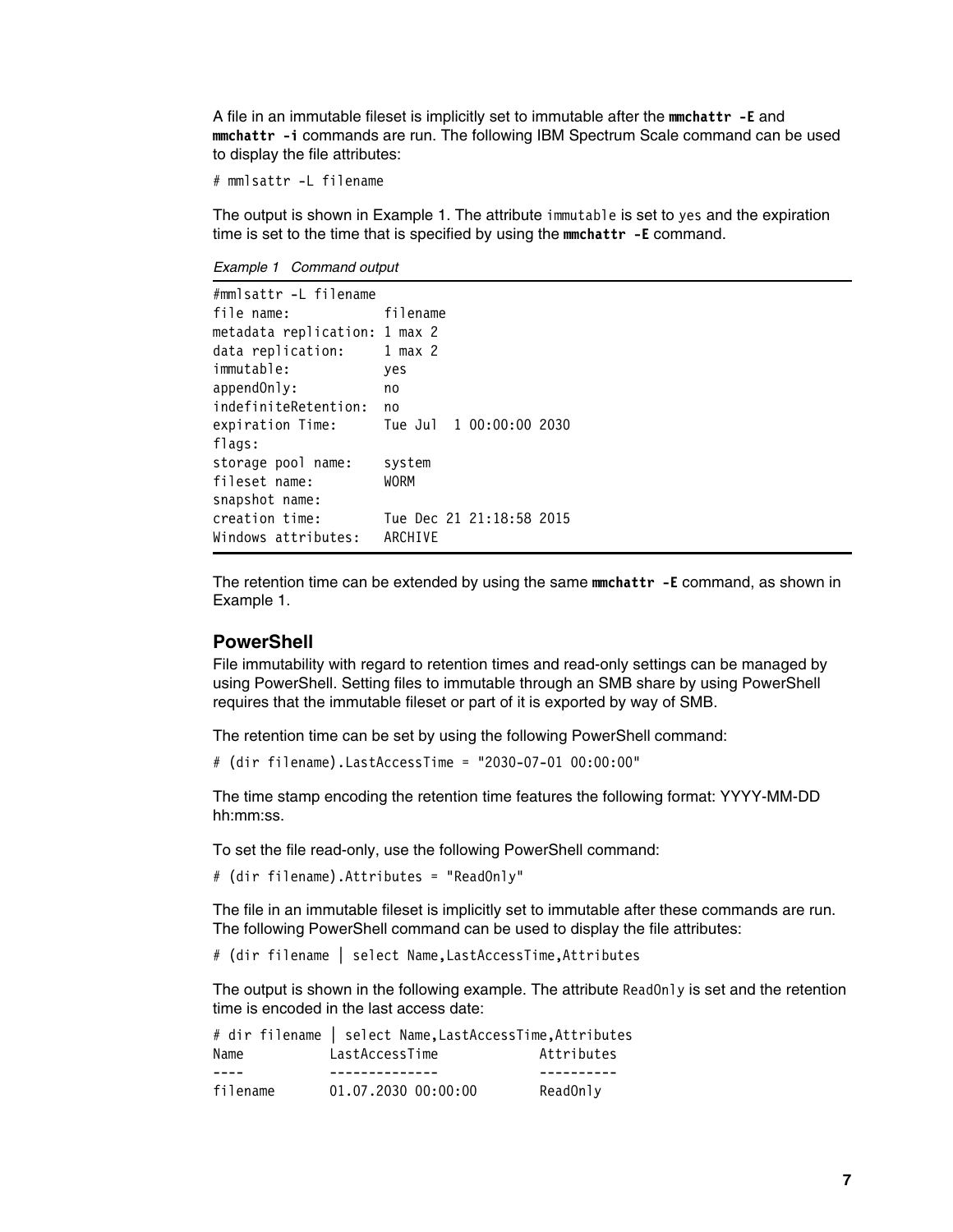A file in an immutable fileset is implicitly set to immutable after the **mmchattr -E** and **mmchattr -i** commands are run. The following IBM Spectrum Scale command can be used to display the file attributes:

```
# mmlsattr -L filename
```

The output is shown in Example 1. The attribute `immutable` is set to `yes` and the expiration time is set to the time that is specified by using the **mmchattr -E** command.

*Example 1   Command output*

```
#mmlsattr -L filename
file name:            filename
metadata replication: 1 max 2
data replication:     1 max 2
immutable:            yes
appendOnly:           no
indefiniteRetention:  no
expiration Time:      Tue Jul  1 00:00:00 2030
flags:
storage pool name:    system
fileset name:         WORM
snapshot name:
creation time:        Tue Dec 21 21:18:58 2015
Windows attributes:   ARCHIVE
```

The retention time can be extended by using the same **mmchattr -E** command, as shown in Example 1.

## PowerShell

File immutability with regard to retention times and read-only settings can be managed by using PowerShell. Setting files to immutable through an SMB share by using PowerShell requires that the immutable fileset or part of it is exported by way of SMB.

The retention time can be set by using the following PowerShell command:

```
# (dir filename).LastAccessTime = "2030-07-01 00:00:00"
```

The time stamp encoding the retention time features the following format: YYYY-MM-DD hh:mm:ss.

To set the file read-only, use the following PowerShell command:

```
# (dir filename).Attributes = "ReadOnly"
```

The file in an immutable fileset is implicitly set to immutable after these commands are run. The following PowerShell command can be used to display the file attributes:

```
# (dir filename | select Name,LastAccessTime,Attributes
```

The output is shown in the following example. The attribute `ReadOnly` is set and the retention time is encoded in the last access date:

```
# dir filename | select Name,LastAccessTime,Attributes
Name          LastAccessTime           Attributes
----          --------------           ----------
filename      01.07.2030 00:00:00      ReadOnly
```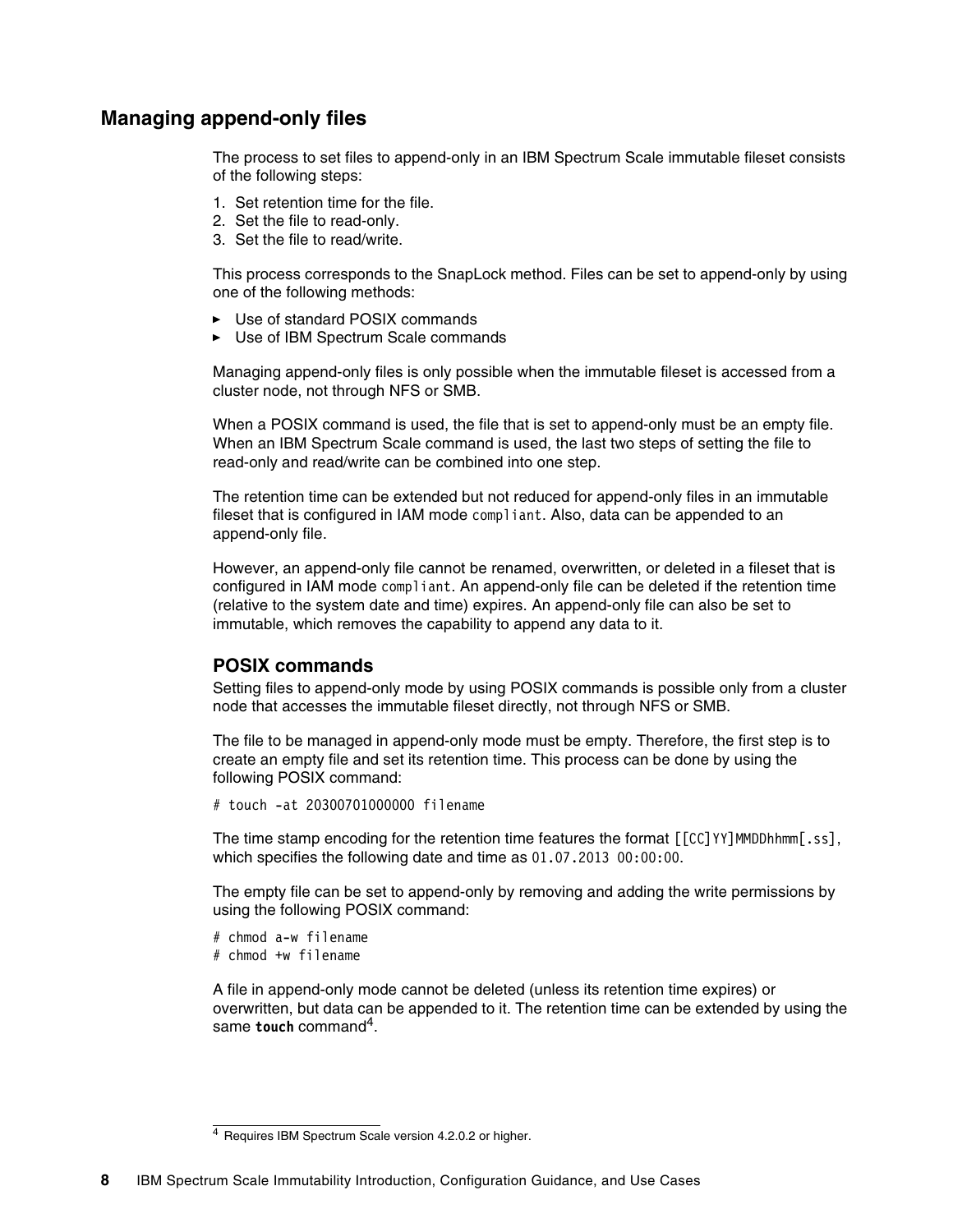## Managing append-only files

The process to set files to append-only in an IBM Spectrum Scale immutable fileset consists of the following steps:

1. Set retention time for the file.
2. Set the file to read-only.
3. Set the file to read/write.

This process corresponds to the SnapLock method. Files can be set to append-only by using one of the following methods:

- Use of standard POSIX commands
- Use of IBM Spectrum Scale commands

Managing append-only files is only possible when the immutable fileset is accessed from a cluster node, not through NFS or SMB.

When a POSIX command is used, the file that is set to append-only must be an empty file. When an IBM Spectrum Scale command is used, the last two steps of setting the file to read-only and read/write can be combined into one step.

The retention time can be extended but not reduced for append-only files in an immutable fileset that is configured in IAM mode `compliant`. Also, data can be appended to an append-only file.

However, an append-only file cannot be renamed, overwritten, or deleted in a fileset that is configured in IAM mode `compliant`. An append-only file can be deleted if the retention time (relative to the system date and time) expires. An append-only file can also be set to immutable, which removes the capability to append any data to it.

### POSIX commands

Setting files to append-only mode by using POSIX commands is possible only from a cluster node that accesses the immutable fileset directly, not through NFS or SMB.

The file to be managed in append-only mode must be empty. Therefore, the first step is to create an empty file and set its retention time. This process can be done by using the following POSIX command:

```
# touch -at 20300701000000 filename
```

The time stamp encoding for the retention time features the format `[[CC]YY]MMDDhhmm[.ss]`, which specifies the following date and time as `01.07.2013 00:00:00`.

The empty file can be set to append-only by removing and adding the write permissions by using the following POSIX command:

```
# chmod a-w filename
# chmod +w filename
```

A file in append-only mode cannot be deleted (unless its retention time expires) or overwritten, but data can be appended to it. The retention time can be extended by using the same **`touch`** command[4].

[4] Requires IBM Spectrum Scale version 4.2.0.2 or higher.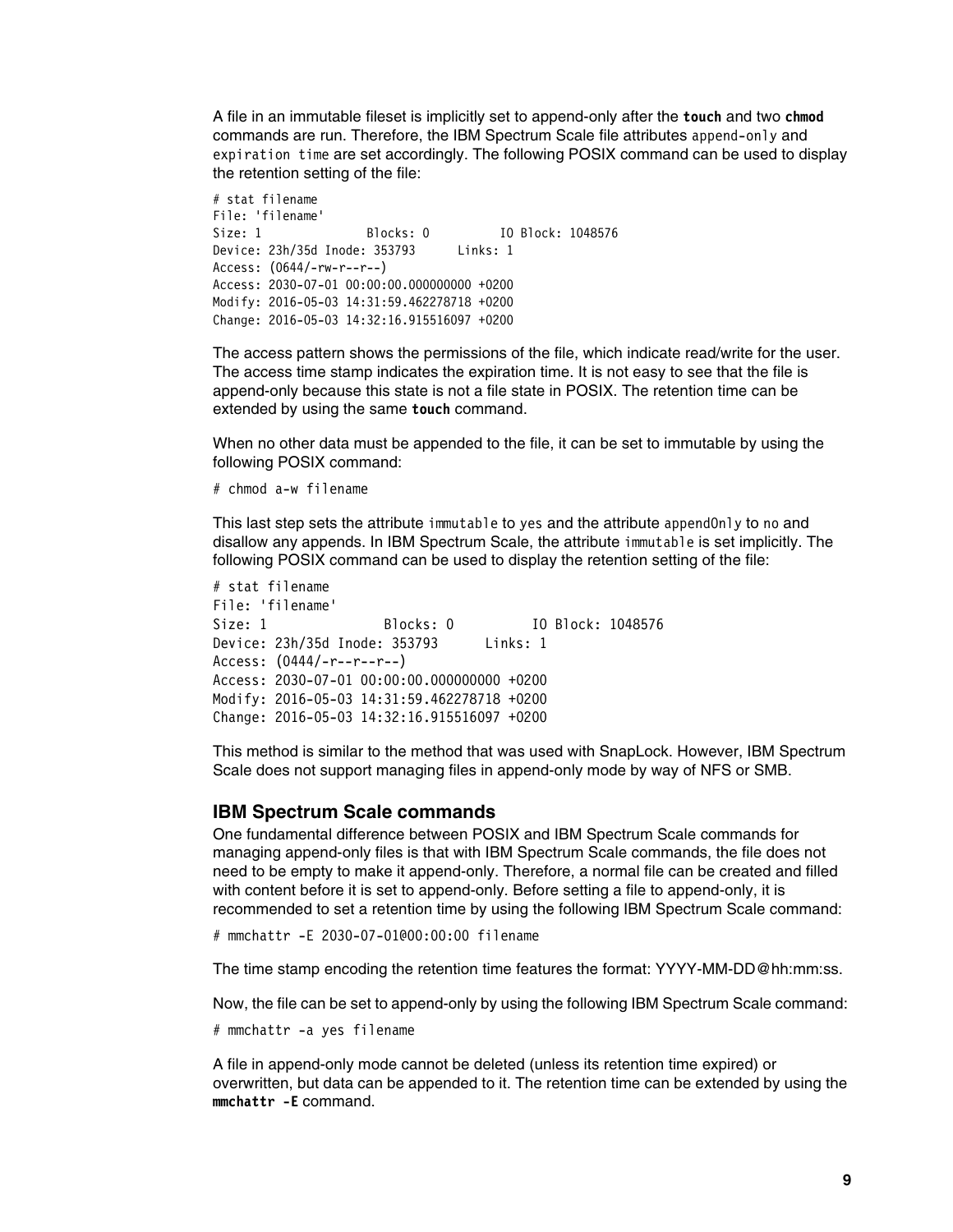A file in an immutable fileset is implicitly set to append-only after the **touch** and two **chmod** commands are run. Therefore, the IBM Spectrum Scale file attributes `append-only` and `expiration time` are set accordingly. The following POSIX command can be used to display the retention setting of the file:

```
# stat filename
File: 'filename'
Size: 1               Blocks: 0          IO Block: 1048576
Device: 23h/35d Inode: 353793      Links: 1
Access: (0644/-rw-r--r--)
Access: 2030-07-01 00:00:00.000000000 +0200
Modify: 2016-05-03 14:31:59.462278718 +0200
Change: 2016-05-03 14:32:16.915516097 +0200
```

The access pattern shows the permissions of the file, which indicate read/write for the user. The access time stamp indicates the expiration time. It is not easy to see that the file is append-only because this state is not a file state in POSIX. The retention time can be extended by using the same **touch** command.

When no other data must be appended to the file, it can be set to immutable by using the following POSIX command:

```
# chmod a-w filename
```

This last step sets the attribute `immutable` to `yes` and the attribute `appendOnly` to `no` and disallow any appends. In IBM Spectrum Scale, the attribute `immutable` is set implicitly. The following POSIX command can be used to display the retention setting of the file:

```
# stat filename
File: 'filename'
Size: 1               Blocks: 0          IO Block: 1048576
Device: 23h/35d Inode: 353793      Links: 1
Access: (0444/-r--r--r--)
Access: 2030-07-01 00:00:00.000000000 +0200
Modify: 2016-05-03 14:31:59.462278718 +0200
Change: 2016-05-03 14:32:16.915516097 +0200
```

This method is similar to the method that was used with SnapLock. However, IBM Spectrum Scale does not support managing files in append-only mode by way of NFS or SMB.

## IBM Spectrum Scale commands

One fundamental difference between POSIX and IBM Spectrum Scale commands for managing append-only files is that with IBM Spectrum Scale commands, the file does not need to be empty to make it append-only. Therefore, a normal file can be created and filled with content before it is set to append-only. Before setting a file to append-only, it is recommended to set a retention time by using the following IBM Spectrum Scale command:

```
# mmchattr -E 2030-07-01@00:00:00 filename
```

The time stamp encoding the retention time features the format: YYYY-MM-DD@hh:mm:ss.

Now, the file can be set to append-only by using the following IBM Spectrum Scale command:

```
# mmchattr -a yes filename
```

A file in append-only mode cannot be deleted (unless its retention time expired) or overwritten, but data can be appended to it. The retention time can be extended by using the **mmchattr -E** command.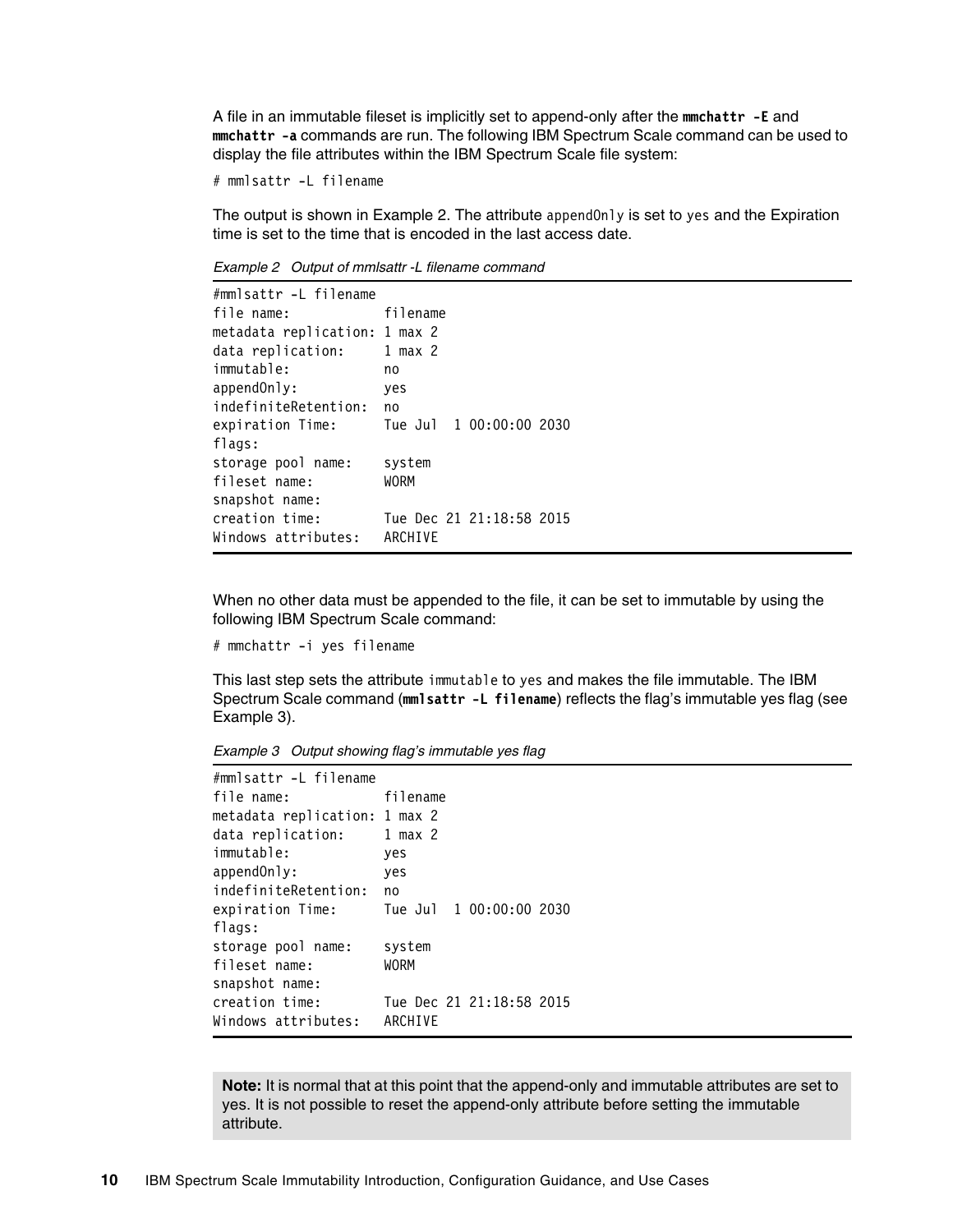A file in an immutable fileset is implicitly set to append-only after the **mmchattr -E** and **mmchattr -a** commands are run. The following IBM Spectrum Scale command can be used to display the file attributes within the IBM Spectrum Scale file system:

```
# mmlsattr -L filename
```

The output is shown in Example 2. The attribute `appendOnly` is set to `yes` and the Expiration time is set to the time that is encoded in the last access date.

*Example 2 Output of mmlsattr -L filename command*

```
#mmlsattr -L filename
file name:            filename
metadata replication: 1 max 2
data replication:     1 max 2
immutable:            no
appendOnly:           yes
indefiniteRetention:  no
expiration Time:      Tue Jul  1 00:00:00 2030
flags:
storage pool name:    system
fileset name:         WORM
snapshot name:
creation time:        Tue Dec 21 21:18:58 2015
Windows attributes:   ARCHIVE
```

When no other data must be appended to the file, it can be set to immutable by using the following IBM Spectrum Scale command:

```
# mmchattr -i yes filename
```

This last step sets the attribute `immutable` to `yes` and makes the file immutable. The IBM Spectrum Scale command (**mmlsattr -L filename**) reflects the flag's immutable yes flag (see Example 3).

*Example 3 Output showing flag's immutable yes flag*

```
#mmlsattr -L filename
file name:            filename
metadata replication: 1 max 2
data replication:     1 max 2
immutable:            yes
appendOnly:           yes
indefiniteRetention:  no
expiration Time:      Tue Jul  1 00:00:00 2030
flags:
storage pool name:    system
fileset name:         WORM
snapshot name:
creation time:        Tue Dec 21 21:18:58 2015
Windows attributes:   ARCHIVE
```

**Note:** It is normal that at this point that the append-only and immutable attributes are set to yes. It is not possible to reset the append-only attribute before setting the immutable attribute.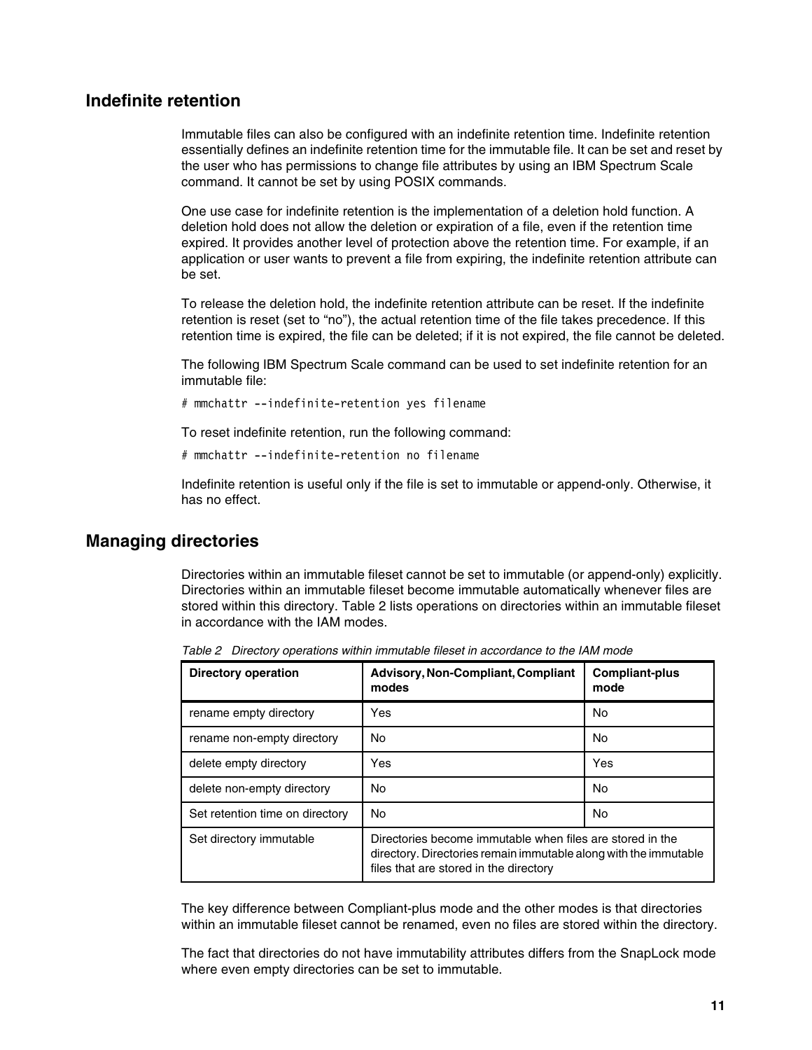## Indefinite retention

Immutable files can also be configured with an indefinite retention time. Indefinite retention essentially defines an indefinite retention time for the immutable file. It can be set and reset by the user who has permissions to change file attributes by using an IBM Spectrum Scale command. It cannot be set by using POSIX commands.

One use case for indefinite retention is the implementation of a deletion hold function. A deletion hold does not allow the deletion or expiration of a file, even if the retention time expired. It provides another level of protection above the retention time. For example, if an application or user wants to prevent a file from expiring, the indefinite retention attribute can be set.

To release the deletion hold, the indefinite retention attribute can be reset. If the indefinite retention is reset (set to “no”), the actual retention time of the file takes precedence. If this retention time is expired, the file can be deleted; if it is not expired, the file cannot be deleted.

The following IBM Spectrum Scale command can be used to set indefinite retention for an immutable file:

```
# mmchattr --indefinite-retention yes filename
```

To reset indefinite retention, run the following command:

```
# mmchattr --indefinite-retention no filename
```

Indefinite retention is useful only if the file is set to immutable or append-only. Otherwise, it has no effect.

## Managing directories

Directories within an immutable fileset cannot be set to immutable (or append-only) explicitly. Directories within an immutable fileset become immutable automatically whenever files are stored within this directory. Table 2 lists operations on directories within an immutable fileset in accordance with the IAM modes.

*Table 2 Directory operations within immutable fileset in accordance to the IAM mode*

| Directory operation | Advisory, Non-Compliant, Compliant modes | Compliant-plus mode |
|---|---|---|
| rename empty directory | Yes | No |
| rename non-empty directory | No | No |
| delete empty directory | Yes | Yes |
| delete non-empty directory | No | No |
| Set retention time on directory | No | No |
| Set directory immutable | Directories become immutable when files are stored in the directory. Directories remain immutable along with the immutable files that are stored in the directory | |

The key difference between Compliant-plus mode and the other modes is that directories within an immutable fileset cannot be renamed, even no files are stored within the directory.

The fact that directories do not have immutability attributes differs from the SnapLock mode where even empty directories can be set to immutable.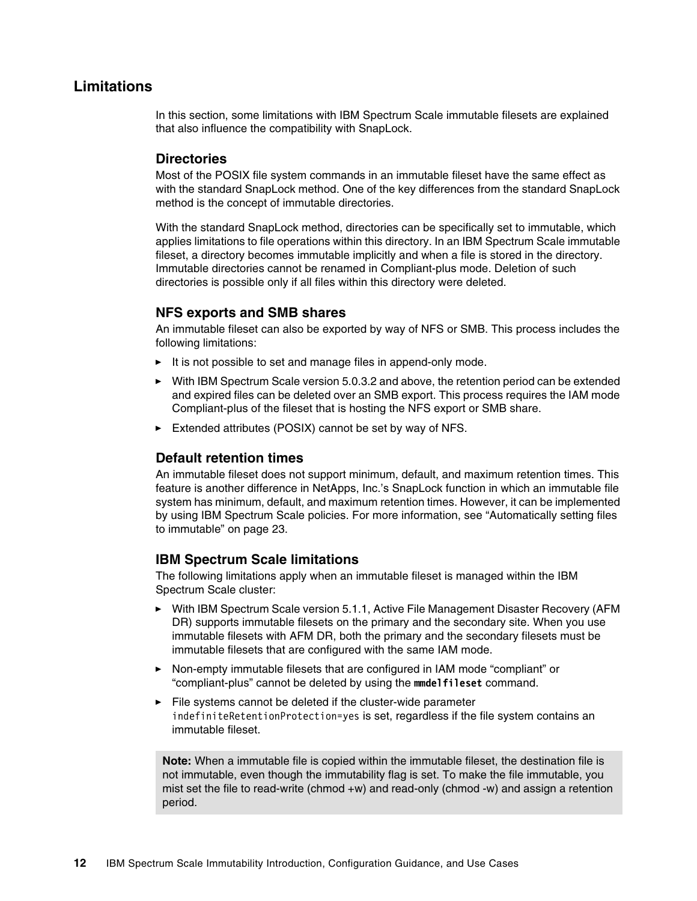## Limitations

In this section, some limitations with IBM Spectrum Scale immutable filesets are explained that also influence the compatibility with SnapLock.

### Directories

Most of the POSIX file system commands in an immutable fileset have the same effect as with the standard SnapLock method. One of the key differences from the standard SnapLock method is the concept of immutable directories.

With the standard SnapLock method, directories can be specifically set to immutable, which applies limitations to file operations within this directory. In an IBM Spectrum Scale immutable fileset, a directory becomes immutable implicitly and when a file is stored in the directory. Immutable directories cannot be renamed in Compliant-plus mode. Deletion of such directories is possible only if all files within this directory were deleted.

### NFS exports and SMB shares

An immutable fileset can also be exported by way of NFS or SMB. This process includes the following limitations:

- It is not possible to set and manage files in append-only mode.
- With IBM Spectrum Scale version 5.0.3.2 and above, the retention period can be extended and expired files can be deleted over an SMB export. This process requires the IAM mode Compliant-plus of the fileset that is hosting the NFS export or SMB share.
- Extended attributes (POSIX) cannot be set by way of NFS.

### Default retention times

An immutable fileset does not support minimum, default, and maximum retention times. This feature is another difference in NetApps, Inc.'s SnapLock function in which an immutable file system has minimum, default, and maximum retention times. However, it can be implemented by using IBM Spectrum Scale policies. For more information, see "Automatically setting files to immutable" on page 23.

### IBM Spectrum Scale limitations

The following limitations apply when an immutable fileset is managed within the IBM Spectrum Scale cluster:

- With IBM Spectrum Scale version 5.1.1, Active File Management Disaster Recovery (AFM DR) supports immutable filesets on the primary and the secondary site. When you use immutable filesets with AFM DR, both the primary and the secondary filesets must be immutable filesets that are configured with the same IAM mode.
- Non-empty immutable filesets that are configured in IAM mode "compliant" or "compliant-plus" cannot be deleted by using the **`mmdelfileset`** command.
- File systems cannot be deleted if the cluster-wide parameter `indefiniteRetentionProtection=yes` is set, regardless if the file system contains an immutable fileset.

> **Note:** When a immutable file is copied within the immutable fileset, the destination file is not immutable, even though the immutability flag is set. To make the file immutable, you mist set the file to read-write (chmod +w) and read-only (chmod -w) and assign a retention period.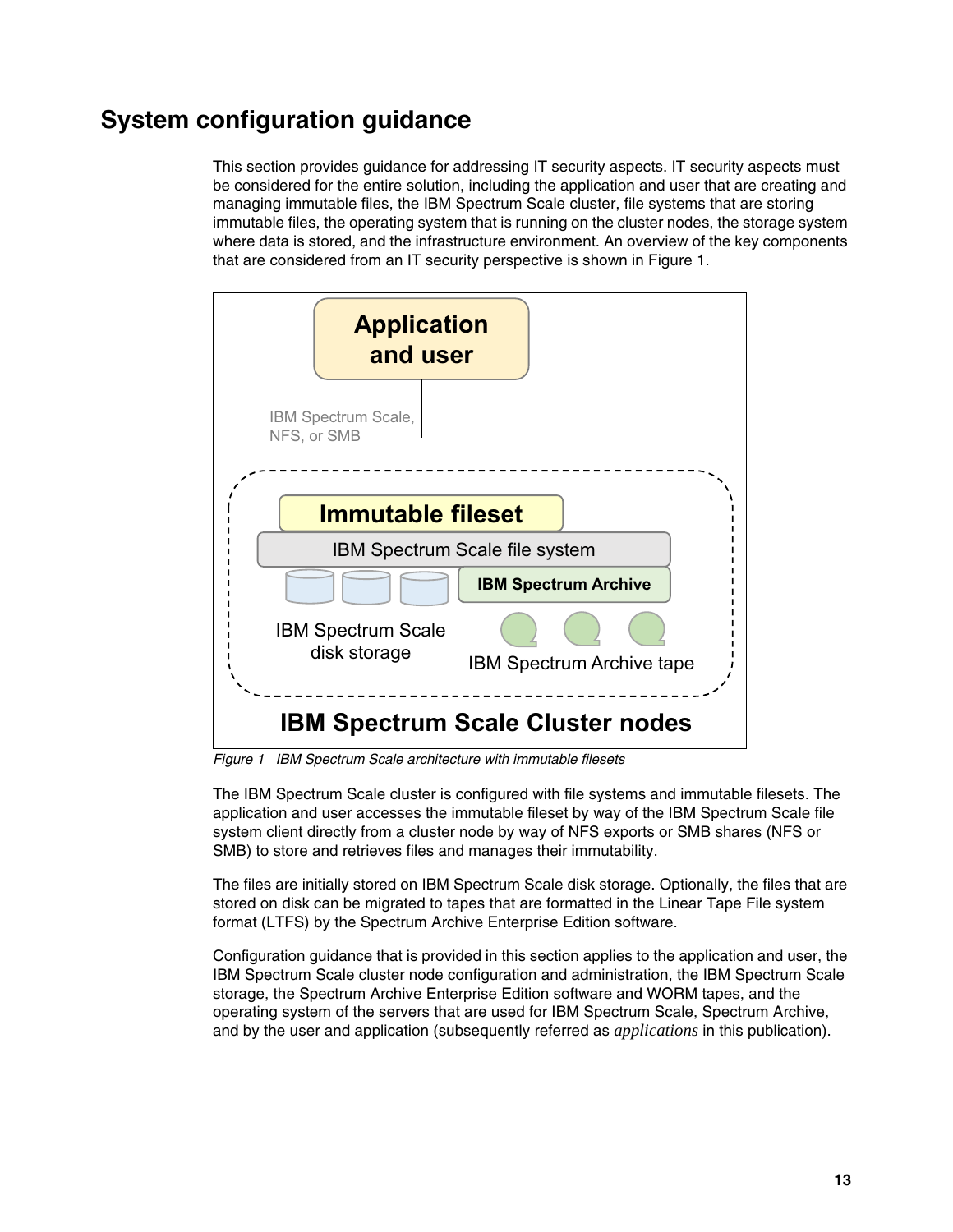## System configuration guidance

This section provides guidance for addressing IT security aspects. IT security aspects must be considered for the entire solution, including the application and user that are creating and managing immutable files, the IBM Spectrum Scale cluster, file systems that are storing immutable files, the operating system that is running on the cluster nodes, the storage system where data is stored, and the infrastructure environment. An overview of the key components that are considered from an IT security perspective is shown in Figure 1.

*Figure 1 IBM Spectrum Scale architecture with immutable filesets*

The IBM Spectrum Scale cluster is configured with file systems and immutable filesets. The application and user accesses the immutable fileset by way of the IBM Spectrum Scale file system client directly from a cluster node by way of NFS exports or SMB shares (NFS or SMB) to store and retrieves files and manages their immutability.

The files are initially stored on IBM Spectrum Scale disk storage. Optionally, the files that are stored on disk can be migrated to tapes that are formatted in the Linear Tape File system format (LTFS) by the Spectrum Archive Enterprise Edition software.

Configuration guidance that is provided in this section applies to the application and user, the IBM Spectrum Scale cluster node configuration and administration, the IBM Spectrum Scale storage, the Spectrum Archive Enterprise Edition software and WORM tapes, and the operating system of the servers that are used for IBM Spectrum Scale, Spectrum Archive, and by the user and application (subsequently referred as *applications* in this publication).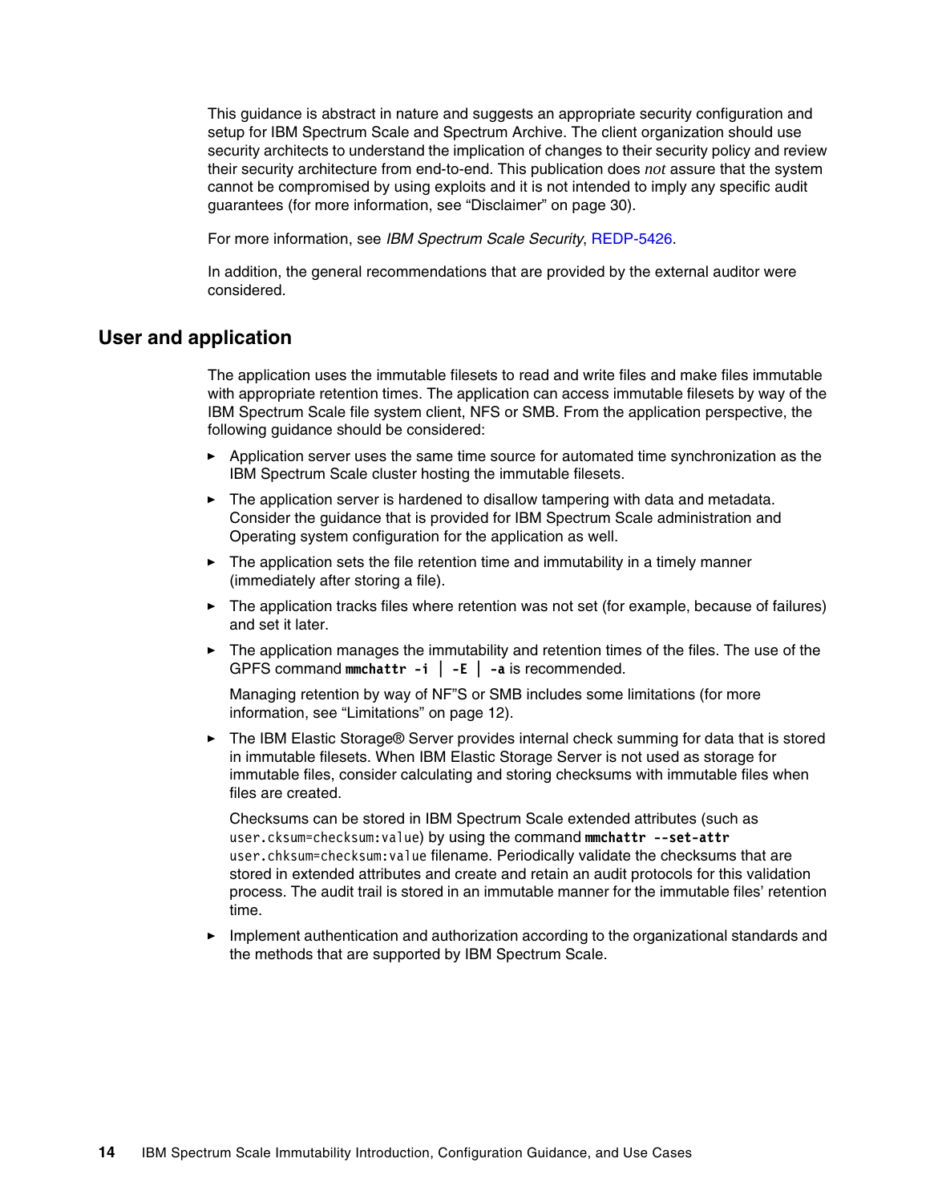This guidance is abstract in nature and suggests an appropriate security configuration and setup for IBM Spectrum Scale and Spectrum Archive. The client organization should use security architects to understand the implication of changes to their security policy and review their security architecture from end-to-end. This publication does *not* assure that the system cannot be compromised by using exploits and it is not intended to imply any specific audit guarantees (for more information, see "Disclaimer" on page 30).

For more information, see *IBM Spectrum Scale Security*, REDP-5426.

In addition, the general recommendations that are provided by the external auditor were considered.

## User and application

The application uses the immutable filesets to read and write files and make files immutable with appropriate retention times. The application can access immutable filesets by way of the IBM Spectrum Scale file system client, NFS or SMB. From the application perspective, the following guidance should be considered:

- Application server uses the same time source for automated time synchronization as the IBM Spectrum Scale cluster hosting the immutable filesets.
- The application server is hardened to disallow tampering with data and metadata. Consider the guidance that is provided for IBM Spectrum Scale administration and Operating system configuration for the application as well.
- The application sets the file retention time and immutability in a timely manner (immediately after storing a file).
- The application tracks files where retention was not set (for example, because of failures) and set it later.
- The application manages the immutability and retention times of the files. The use of the GPFS command **`mmchattr -i | -E | -a`** is recommended.

  Managing retention by way of NF"S or SMB includes some limitations (for more information, see "Limitations" on page 12).

- The IBM Elastic Storage® Server provides internal check summing for data that is stored in immutable filesets. When IBM Elastic Storage Server is not used as storage for immutable files, consider calculating and storing checksums with immutable files when files are created.

  Checksums can be stored in IBM Spectrum Scale extended attributes (such as `user.cksum=checksum:value`) by using the command **`mmchattr --set-attr`** `user.chksum=checksum:value` filename. Periodically validate the checksums that are stored in extended attributes and create and retain an audit protocols for this validation process. The audit trail is stored in an immutable manner for the immutable files' retention time.

- Implement authentication and authorization according to the organizational standards and the methods that are supported by IBM Spectrum Scale.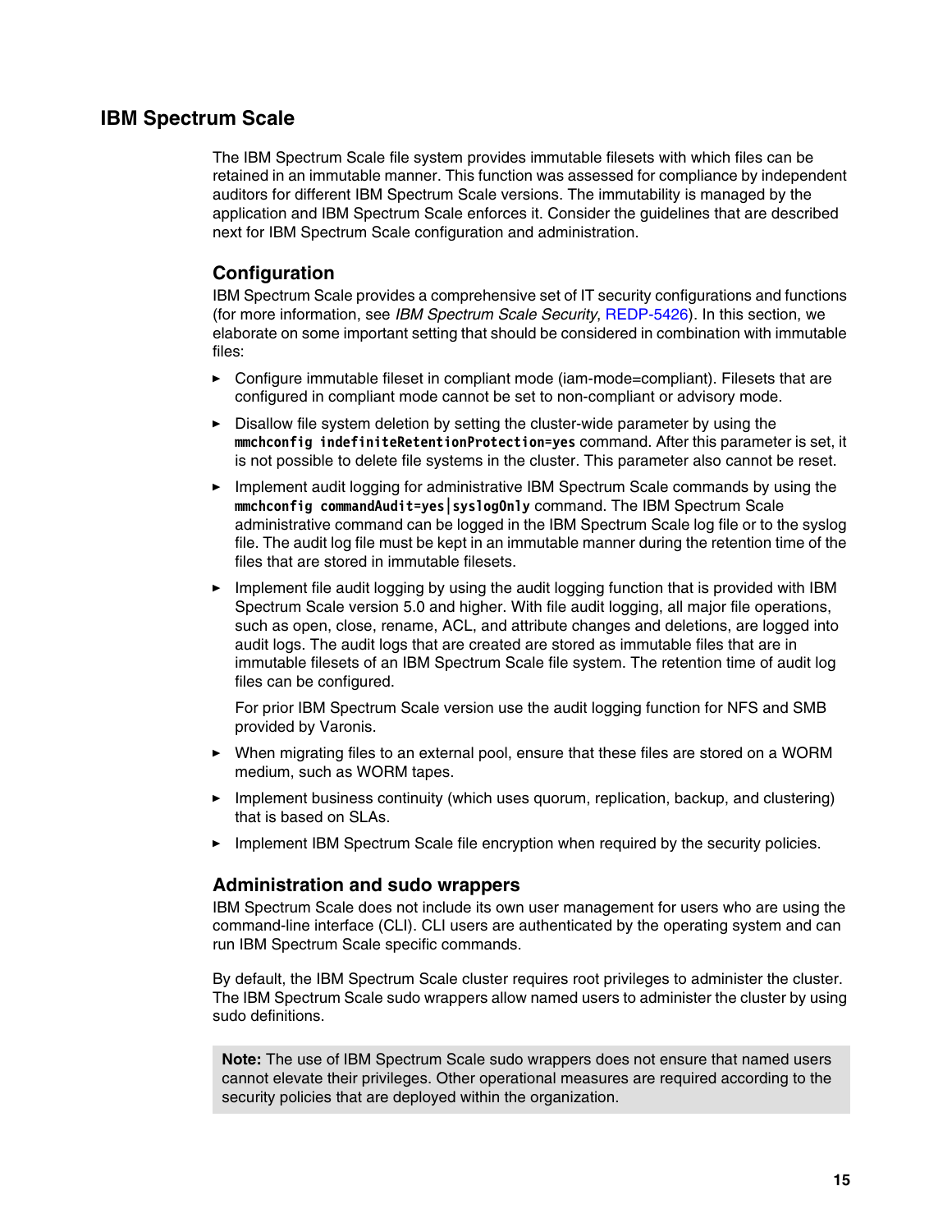## IBM Spectrum Scale

The IBM Spectrum Scale file system provides immutable filesets with which files can be retained in an immutable manner. This function was assessed for compliance by independent auditors for different IBM Spectrum Scale versions. The immutability is managed by the application and IBM Spectrum Scale enforces it. Consider the guidelines that are described next for IBM Spectrum Scale configuration and administration.

### Configuration

IBM Spectrum Scale provides a comprehensive set of IT security configurations and functions (for more information, see *IBM Spectrum Scale Security*, REDP-5426). In this section, we elaborate on some important setting that should be considered in combination with immutable files:

- Configure immutable fileset in compliant mode (iam-mode=compliant). Filesets that are configured in compliant mode cannot be set to non-compliant or advisory mode.
- Disallow file system deletion by setting the cluster-wide parameter by using the `mmchconfig indefiniteRetentionProtection=yes` command. After this parameter is set, it is not possible to delete file systems in the cluster. This parameter also cannot be reset.
- Implement audit logging for administrative IBM Spectrum Scale commands by using the `mmchconfig commandAudit=yes|syslogOnly` command. The IBM Spectrum Scale administrative command can be logged in the IBM Spectrum Scale log file or to the syslog file. The audit log file must be kept in an immutable manner during the retention time of the files that are stored in immutable filesets.
- Implement file audit logging by using the audit logging function that is provided with IBM Spectrum Scale version 5.0 and higher. With file audit logging, all major file operations, such as open, close, rename, ACL, and attribute changes and deletions, are logged into audit logs. The audit logs that are created are stored as immutable files that are in immutable filesets of an IBM Spectrum Scale file system. The retention time of audit log files can be configured.

  For prior IBM Spectrum Scale version use the audit logging function for NFS and SMB provided by Varonis.
- When migrating files to an external pool, ensure that these files are stored on a WORM medium, such as WORM tapes.
- Implement business continuity (which uses quorum, replication, backup, and clustering) that is based on SLAs.
- Implement IBM Spectrum Scale file encryption when required by the security policies.

### Administration and sudo wrappers

IBM Spectrum Scale does not include its own user management for users who are using the command-line interface (CLI). CLI users are authenticated by the operating system and can run IBM Spectrum Scale specific commands.

By default, the IBM Spectrum Scale cluster requires root privileges to administer the cluster. The IBM Spectrum Scale sudo wrappers allow named users to administer the cluster by using sudo definitions.

> **Note:** The use of IBM Spectrum Scale sudo wrappers does not ensure that named users cannot elevate their privileges. Other operational measures are required according to the security policies that are deployed within the organization.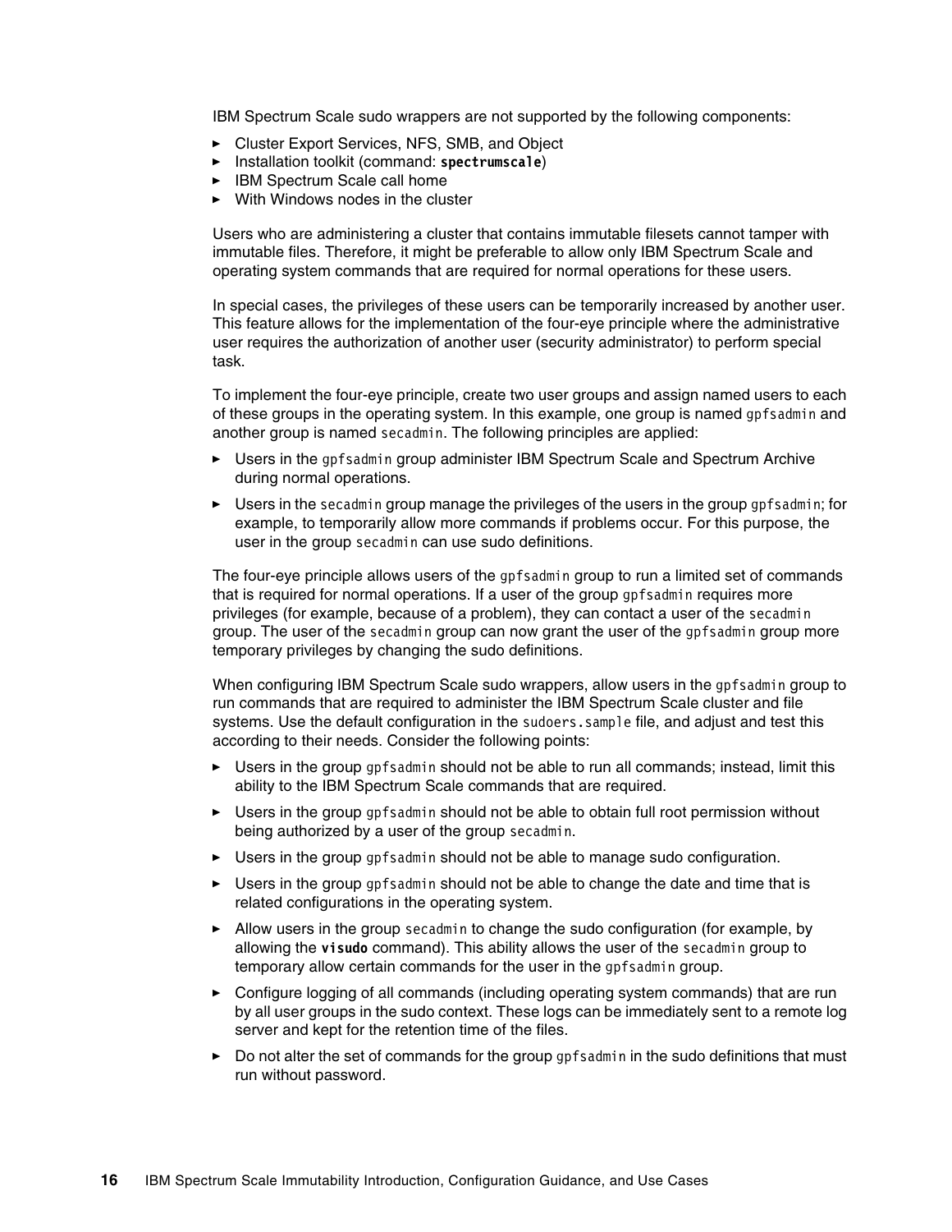IBM Spectrum Scale sudo wrappers are not supported by the following components:

- Cluster Export Services, NFS, SMB, and Object
- Installation toolkit (command: **spectrumscale**)
- IBM Spectrum Scale call home
- With Windows nodes in the cluster

Users who are administering a cluster that contains immutable filesets cannot tamper with immutable files. Therefore, it might be preferable to allow only IBM Spectrum Scale and operating system commands that are required for normal operations for these users.

In special cases, the privileges of these users can be temporarily increased by another user. This feature allows for the implementation of the four-eye principle where the administrative user requires the authorization of another user (security administrator) to perform special task.

To implement the four-eye principle, create two user groups and assign named users to each of these groups in the operating system. In this example, one group is named `gpfsadmin` and another group is named `secadmin`. The following principles are applied:

- Users in the `gpfsadmin` group administer IBM Spectrum Scale and Spectrum Archive during normal operations.
- Users in the `secadmin` group manage the privileges of the users in the group `gpfsadmin`; for example, to temporarily allow more commands if problems occur. For this purpose, the user in the group `secadmin` can use sudo definitions.

The four-eye principle allows users of the `gpfsadmin` group to run a limited set of commands that is required for normal operations. If a user of the group `gpfsadmin` requires more privileges (for example, because of a problem), they can contact a user of the `secadmin` group. The user of the `secadmin` group can now grant the user of the `gpfsadmin` group more temporary privileges by changing the sudo definitions.

When configuring IBM Spectrum Scale sudo wrappers, allow users in the `gpfsadmin` group to run commands that are required to administer the IBM Spectrum Scale cluster and file systems. Use the default configuration in the `sudoers.sample` file, and adjust and test this according to their needs. Consider the following points:

- Users in the group `gpfsadmin` should not be able to run all commands; instead, limit this ability to the IBM Spectrum Scale commands that are required.
- Users in the group `gpfsadmin` should not be able to obtain full root permission without being authorized by a user of the group `secadmin`.
- Users in the group `gpfsadmin` should not be able to manage sudo configuration.
- Users in the group `gpfsadmin` should not be able to change the date and time that is related configurations in the operating system.
- Allow users in the group `secadmin` to change the sudo configuration (for example, by allowing the **visudo** command). This ability allows the user of the `secadmin` group to temporary allow certain commands for the user in the `gpfsadmin` group.
- Configure logging of all commands (including operating system commands) that are run by all user groups in the sudo context. These logs can be immediately sent to a remote log server and kept for the retention time of the files.
- Do not alter the set of commands for the group `gpfsadmin` in the sudo definitions that must run without password.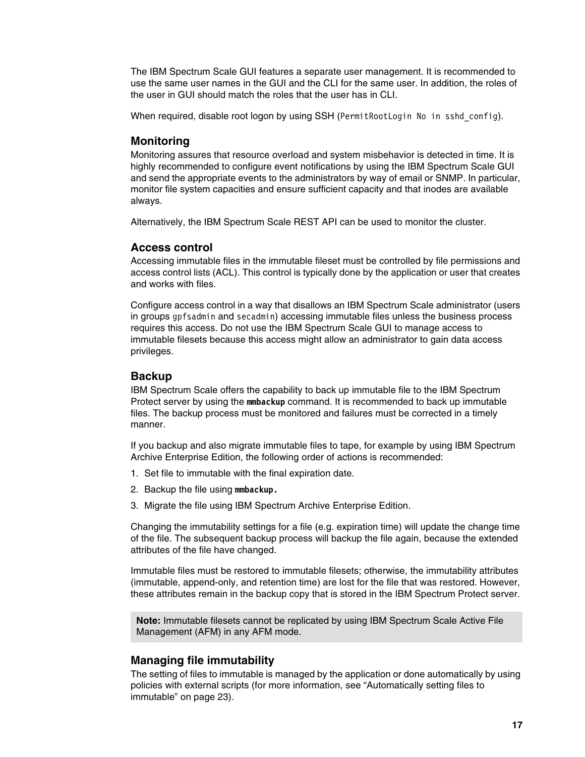The IBM Spectrum Scale GUI features a separate user management. It is recommended to use the same user names in the GUI and the CLI for the same user. In addition, the roles of the user in GUI should match the roles that the user has in CLI.

When required, disable root logon by using SSH (`PermitRootLogin No in sshd_config`).

## Monitoring

Monitoring assures that resource overload and system misbehavior is detected in time. It is highly recommended to configure event notifications by using the IBM Spectrum Scale GUI and send the appropriate events to the administrators by way of email or SNMP. In particular, monitor file system capacities and ensure sufficient capacity and that inodes are available always.

Alternatively, the IBM Spectrum Scale REST API can be used to monitor the cluster.

## Access control

Accessing immutable files in the immutable fileset must be controlled by file permissions and access control lists (ACL). This control is typically done by the application or user that creates and works with files.

Configure access control in a way that disallows an IBM Spectrum Scale administrator (users in groups `gpfsadmin` and `secadmin`) accessing immutable files unless the business process requires this access. Do not use the IBM Spectrum Scale GUI to manage access to immutable filesets because this access might allow an administrator to gain data access privileges.

## Backup

IBM Spectrum Scale offers the capability to back up immutable file to the IBM Spectrum Protect server by using the **`mmbackup`** command. It is recommended to back up immutable files. The backup process must be monitored and failures must be corrected in a timely manner.

If you backup and also migrate immutable files to tape, for example by using IBM Spectrum Archive Enterprise Edition, the following order of actions is recommended:

1. Set file to immutable with the final expiration date.
2. Backup the file using **`mmbackup.`**
3. Migrate the file using IBM Spectrum Archive Enterprise Edition.

Changing the immutability settings for a file (e.g. expiration time) will update the change time of the file. The subsequent backup process will backup the file again, because the extended attributes of the file have changed.

Immutable files must be restored to immutable filesets; otherwise, the immutability attributes (immutable, append-only, and retention time) are lost for the file that was restored. However, these attributes remain in the backup copy that is stored in the IBM Spectrum Protect server.

> **Note:** Immutable filesets cannot be replicated by using IBM Spectrum Scale Active File Management (AFM) in any AFM mode.

## Managing file immutability

The setting of files to immutable is managed by the application or done automatically by using policies with external scripts (for more information, see "Automatically setting files to immutable" on page 23).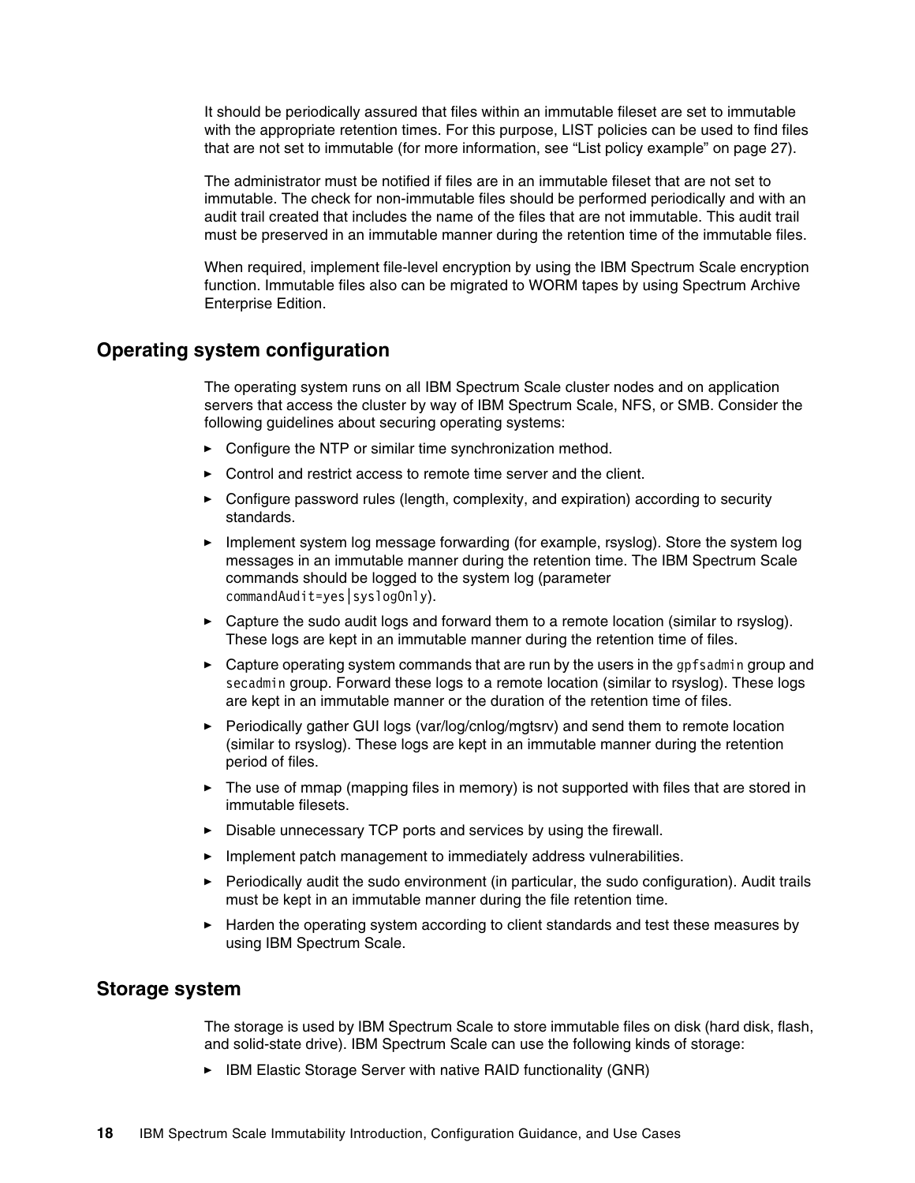It should be periodically assured that files within an immutable fileset are set to immutable with the appropriate retention times. For this purpose, LIST policies can be used to find files that are not set to immutable (for more information, see “List policy example” on page 27).

The administrator must be notified if files are in an immutable fileset that are not set to immutable. The check for non-immutable files should be performed periodically and with an audit trail created that includes the name of the files that are not immutable. This audit trail must be preserved in an immutable manner during the retention time of the immutable files.

When required, implement file-level encryption by using the IBM Spectrum Scale encryption function. Immutable files also can be migrated to WORM tapes by using Spectrum Archive Enterprise Edition.

## Operating system configuration

The operating system runs on all IBM Spectrum Scale cluster nodes and on application servers that access the cluster by way of IBM Spectrum Scale, NFS, or SMB. Consider the following guidelines about securing operating systems:

- Configure the NTP or similar time synchronization method.
- Control and restrict access to remote time server and the client.
- Configure password rules (length, complexity, and expiration) according to security standards.
- Implement system log message forwarding (for example, rsyslog). Store the system log messages in an immutable manner during the retention time. The IBM Spectrum Scale commands should be logged to the system log (parameter `commandAudit=yes|syslogOnly`).
- Capture the sudo audit logs and forward them to a remote location (similar to rsyslog). These logs are kept in an immutable manner during the retention time of files.
- Capture operating system commands that are run by the users in the `gpfsadmin` group and `secadmin` group. Forward these logs to a remote location (similar to rsyslog). These logs are kept in an immutable manner or the duration of the retention time of files.
- Periodically gather GUI logs (var/log/cnlog/mgtsrv) and send them to remote location (similar to rsyslog). These logs are kept in an immutable manner during the retention period of files.
- The use of mmap (mapping files in memory) is not supported with files that are stored in immutable filesets.
- Disable unnecessary TCP ports and services by using the firewall.
- Implement patch management to immediately address vulnerabilities.
- Periodically audit the sudo environment (in particular, the sudo configuration). Audit trails must be kept in an immutable manner during the file retention time.
- Harden the operating system according to client standards and test these measures by using IBM Spectrum Scale.

## Storage system

The storage is used by IBM Spectrum Scale to store immutable files on disk (hard disk, flash, and solid-state drive). IBM Spectrum Scale can use the following kinds of storage:

- IBM Elastic Storage Server with native RAID functionality (GNR)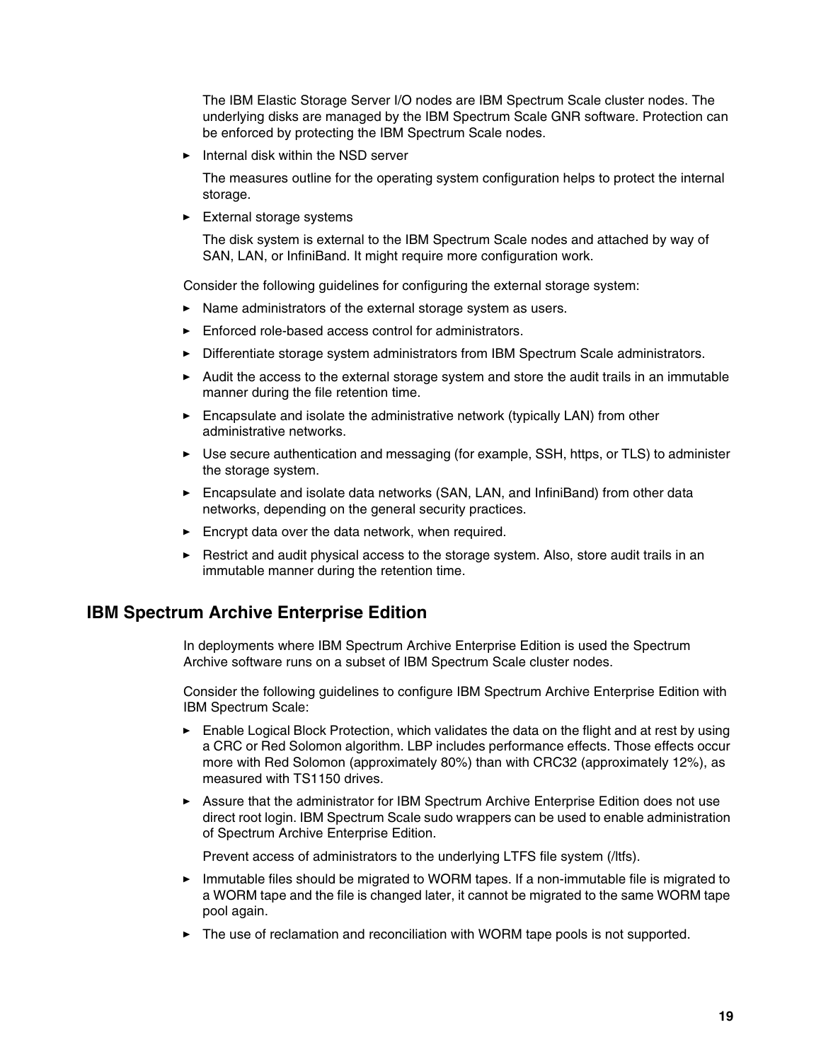The IBM Elastic Storage Server I/O nodes are IBM Spectrum Scale cluster nodes. The underlying disks are managed by the IBM Spectrum Scale GNR software. Protection can be enforced by protecting the IBM Spectrum Scale nodes.

- Internal disk within the NSD server

  The measures outline for the operating system configuration helps to protect the internal storage.

- External storage systems

  The disk system is external to the IBM Spectrum Scale nodes and attached by way of SAN, LAN, or InfiniBand. It might require more configuration work.

Consider the following guidelines for configuring the external storage system:

- Name administrators of the external storage system as users.
- Enforced role-based access control for administrators.
- Differentiate storage system administrators from IBM Spectrum Scale administrators.
- Audit the access to the external storage system and store the audit trails in an immutable manner during the file retention time.
- Encapsulate and isolate the administrative network (typically LAN) from other administrative networks.
- Use secure authentication and messaging (for example, SSH, https, or TLS) to administer the storage system.
- Encapsulate and isolate data networks (SAN, LAN, and InfiniBand) from other data networks, depending on the general security practices.
- Encrypt data over the data network, when required.
- Restrict and audit physical access to the storage system. Also, store audit trails in an immutable manner during the retention time.

## IBM Spectrum Archive Enterprise Edition

In deployments where IBM Spectrum Archive Enterprise Edition is used the Spectrum Archive software runs on a subset of IBM Spectrum Scale cluster nodes.

Consider the following guidelines to configure IBM Spectrum Archive Enterprise Edition with IBM Spectrum Scale:

- Enable Logical Block Protection, which validates the data on the flight and at rest by using a CRC or Red Solomon algorithm. LBP includes performance effects. Those effects occur more with Red Solomon (approximately 80%) than with CRC32 (approximately 12%), as measured with TS1150 drives.
- Assure that the administrator for IBM Spectrum Archive Enterprise Edition does not use direct root login. IBM Spectrum Scale sudo wrappers can be used to enable administration of Spectrum Archive Enterprise Edition.

  Prevent access of administrators to the underlying LTFS file system (/ltfs).

- Immutable files should be migrated to WORM tapes. If a non-immutable file is migrated to a WORM tape and the file is changed later, it cannot be migrated to the same WORM tape pool again.
- The use of reclamation and reconciliation with WORM tape pools is not supported.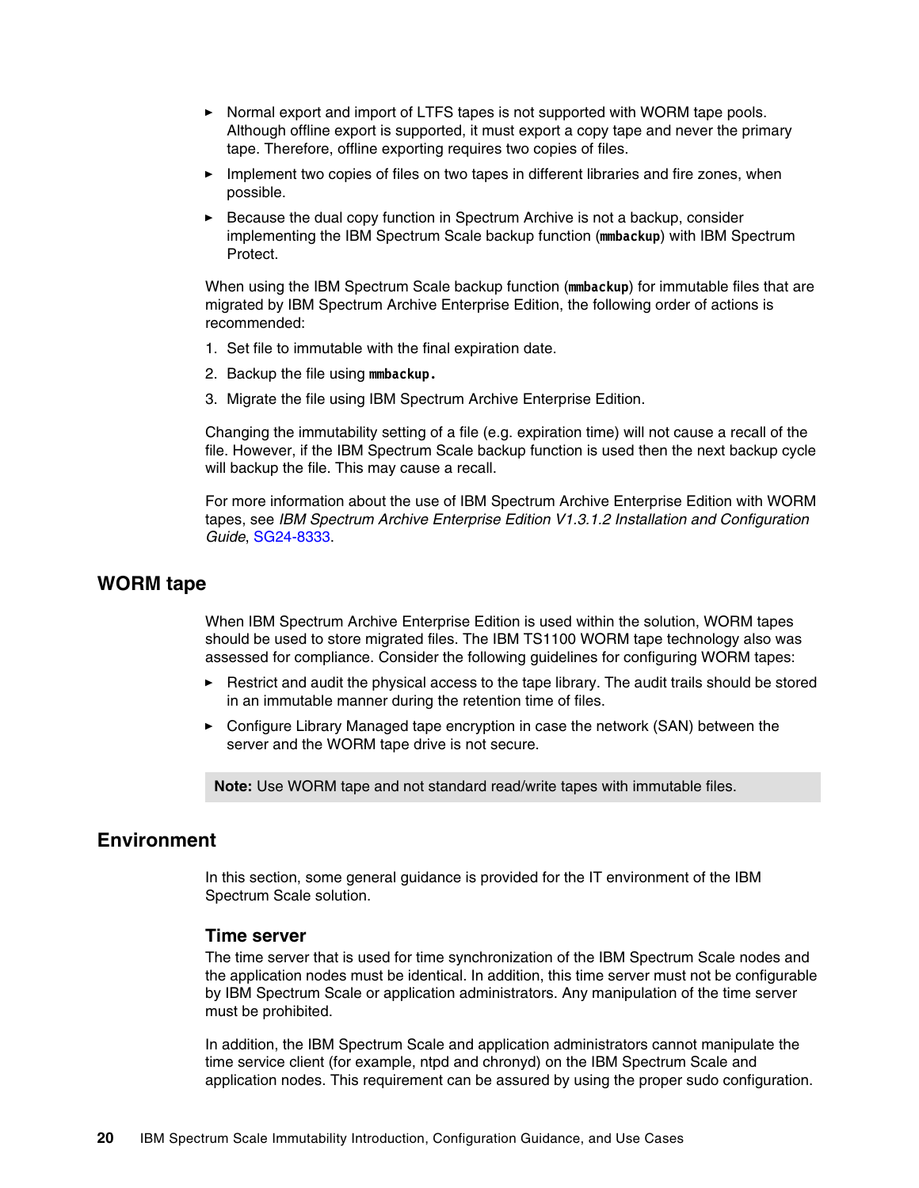- Normal export and import of LTFS tapes is not supported with WORM tape pools. Although offline export is supported, it must export a copy tape and never the primary tape. Therefore, offline exporting requires two copies of files.
- Implement two copies of files on two tapes in different libraries and fire zones, when possible.
- Because the dual copy function in Spectrum Archive is not a backup, consider implementing the IBM Spectrum Scale backup function (**`mmbackup`**) with IBM Spectrum Protect.

When using the IBM Spectrum Scale backup function (**`mmbackup`**) for immutable files that are migrated by IBM Spectrum Archive Enterprise Edition, the following order of actions is recommended:

1. Set file to immutable with the final expiration date.
2. Backup the file using **`mmbackup`.**
3. Migrate the file using IBM Spectrum Archive Enterprise Edition.

Changing the immutability setting of a file (e.g. expiration time) will not cause a recall of the file. However, if the IBM Spectrum Scale backup function is used then the next backup cycle will backup the file. This may cause a recall.

For more information about the use of IBM Spectrum Archive Enterprise Edition with WORM tapes, see *IBM Spectrum Archive Enterprise Edition V1.3.1.2 Installation and Configuration Guide*, SG24-8333.

## WORM tape

When IBM Spectrum Archive Enterprise Edition is used within the solution, WORM tapes should be used to store migrated files. The IBM TS1100 WORM tape technology also was assessed for compliance. Consider the following guidelines for configuring WORM tapes:

- Restrict and audit the physical access to the tape library. The audit trails should be stored in an immutable manner during the retention time of files.
- Configure Library Managed tape encryption in case the network (SAN) between the server and the WORM tape drive is not secure.

> **Note:** Use WORM tape and not standard read/write tapes with immutable files.

## Environment

In this section, some general guidance is provided for the IT environment of the IBM Spectrum Scale solution.

### Time server

The time server that is used for time synchronization of the IBM Spectrum Scale nodes and the application nodes must be identical. In addition, this time server must not be configurable by IBM Spectrum Scale or application administrators. Any manipulation of the time server must be prohibited.

In addition, the IBM Spectrum Scale and application administrators cannot manipulate the time service client (for example, ntpd and chronyd) on the IBM Spectrum Scale and application nodes. This requirement can be assured by using the proper sudo configuration.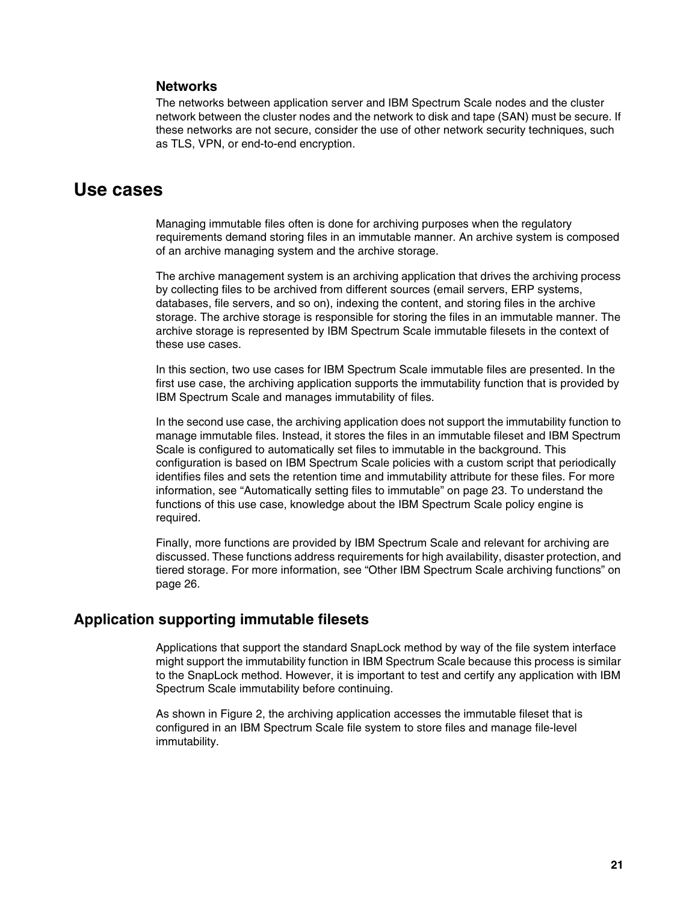### Networks

The networks between application server and IBM Spectrum Scale nodes and the cluster network between the cluster nodes and the network to disk and tape (SAN) must be secure. If these networks are not secure, consider the use of other network security techniques, such as TLS, VPN, or end-to-end encryption.

# Use cases

Managing immutable files often is done for archiving purposes when the regulatory requirements demand storing files in an immutable manner. An archive system is composed of an archive managing system and the archive storage.

The archive management system is an archiving application that drives the archiving process by collecting files to be archived from different sources (email servers, ERP systems, databases, file servers, and so on), indexing the content, and storing files in the archive storage. The archive storage is responsible for storing the files in an immutable manner. The archive storage is represented by IBM Spectrum Scale immutable filesets in the context of these use cases.

In this section, two use cases for IBM Spectrum Scale immutable files are presented. In the first use case, the archiving application supports the immutability function that is provided by IBM Spectrum Scale and manages immutability of files.

In the second use case, the archiving application does not support the immutability function to manage immutable files. Instead, it stores the files in an immutable fileset and IBM Spectrum Scale is configured to automatically set files to immutable in the background. This configuration is based on IBM Spectrum Scale policies with a custom script that periodically identifies files and sets the retention time and immutability attribute for these files. For more information, see "Automatically setting files to immutable" on page 23. To understand the functions of this use case, knowledge about the IBM Spectrum Scale policy engine is required.

Finally, more functions are provided by IBM Spectrum Scale and relevant for archiving are discussed. These functions address requirements for high availability, disaster protection, and tiered storage. For more information, see "Other IBM Spectrum Scale archiving functions" on page 26.

## Application supporting immutable filesets

Applications that support the standard SnapLock method by way of the file system interface might support the immutability function in IBM Spectrum Scale because this process is similar to the SnapLock method. However, it is important to test and certify any application with IBM Spectrum Scale immutability before continuing.

As shown in Figure 2, the archiving application accesses the immutable fileset that is configured in an IBM Spectrum Scale file system to store files and manage file-level immutability.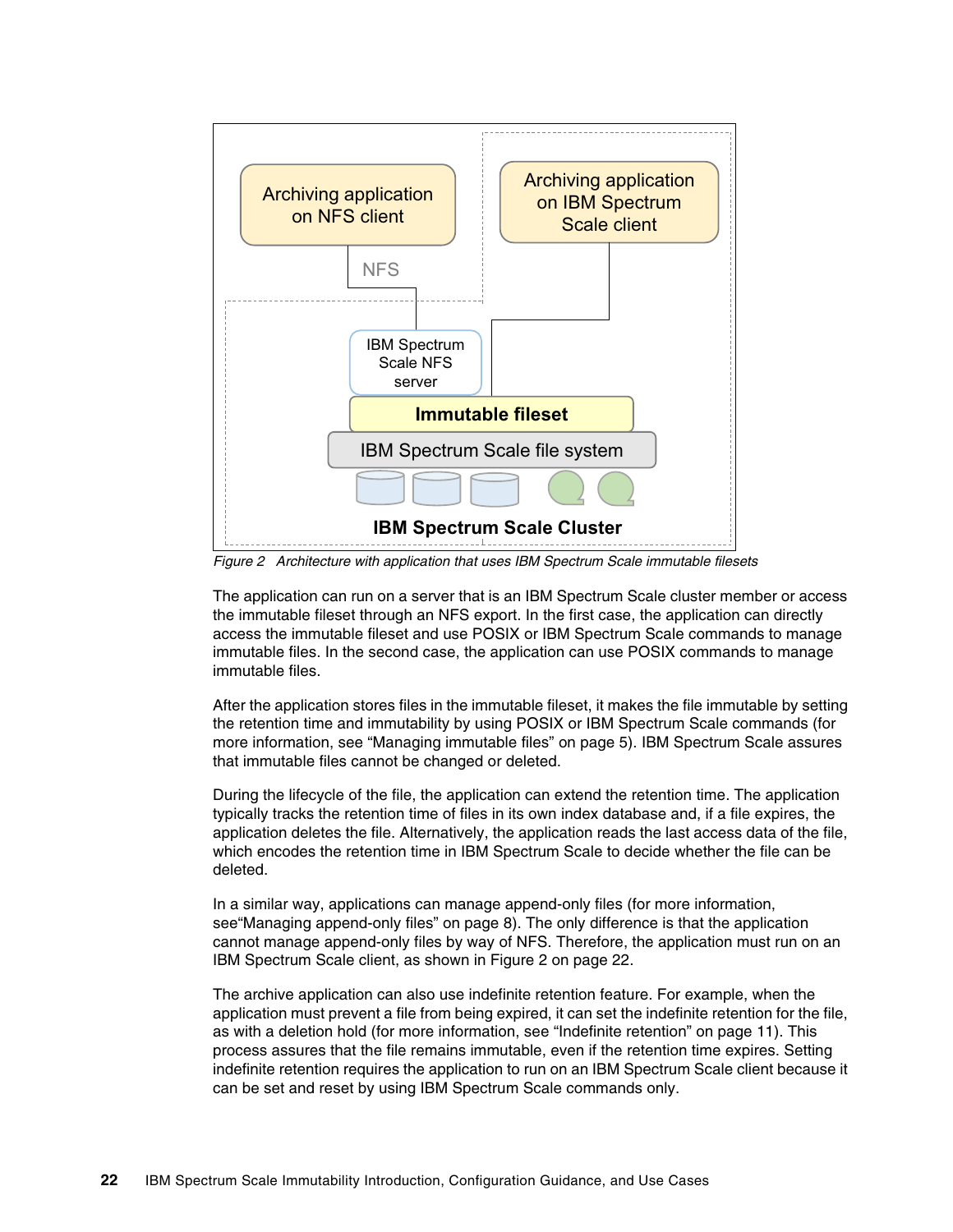Figure 2 Architecture with application that uses IBM Spectrum Scale immutable filesets

The application can run on a server that is an IBM Spectrum Scale cluster member or access the immutable fileset through an NFS export. In the first case, the application can directly access the immutable fileset and use POSIX or IBM Spectrum Scale commands to manage immutable files. In the second case, the application can use POSIX commands to manage immutable files.

After the application stores files in the immutable fileset, it makes the file immutable by setting the retention time and immutability by using POSIX or IBM Spectrum Scale commands (for more information, see “Managing immutable files” on page 5). IBM Spectrum Scale assures that immutable files cannot be changed or deleted.

During the lifecycle of the file, the application can extend the retention time. The application typically tracks the retention time of files in its own index database and, if a file expires, the application deletes the file. Alternatively, the application reads the last access data of the file, which encodes the retention time in IBM Spectrum Scale to decide whether the file can be deleted.

In a similar way, applications can manage append-only files (for more information, see“Managing append-only files” on page 8). The only difference is that the application cannot manage append-only files by way of NFS. Therefore, the application must run on an IBM Spectrum Scale client, as shown in Figure 2 on page 22.

The archive application can also use indefinite retention feature. For example, when the application must prevent a file from being expired, it can set the indefinite retention for the file, as with a deletion hold (for more information, see “Indefinite retention” on page 11). This process assures that the file remains immutable, even if the retention time expires. Setting indefinite retention requires the application to run on an IBM Spectrum Scale client because it can be set and reset by using IBM Spectrum Scale commands only.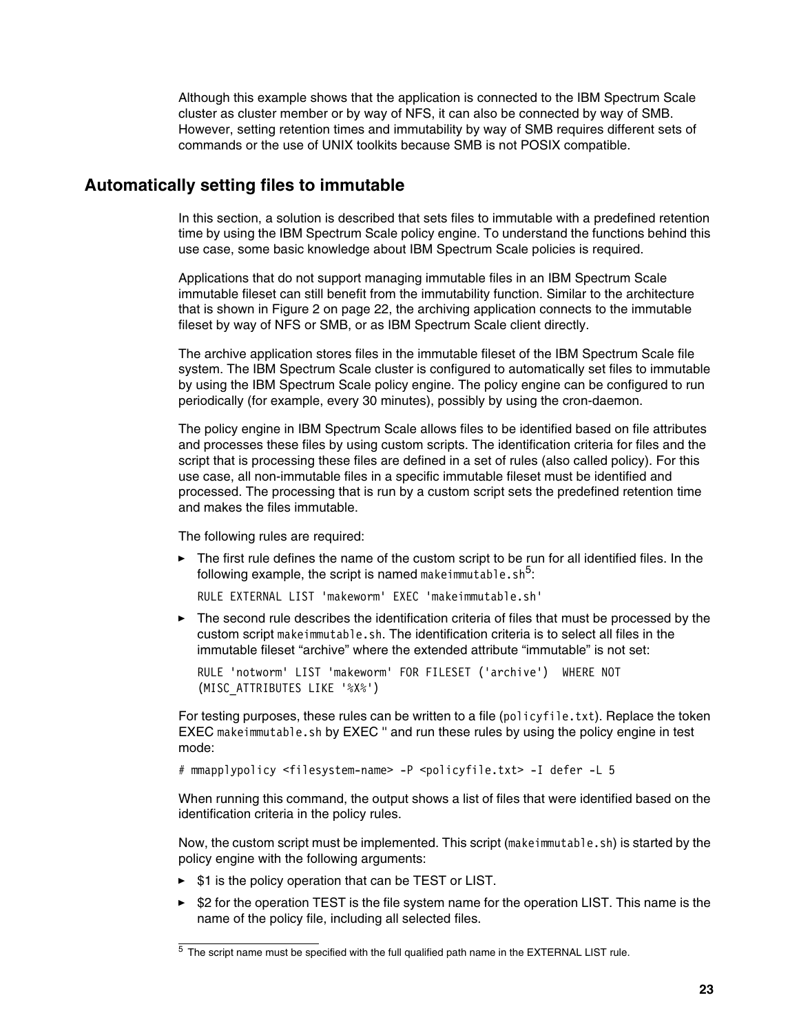Although this example shows that the application is connected to the IBM Spectrum Scale cluster as cluster member or by way of NFS, it can also be connected by way of SMB. However, setting retention times and immutability by way of SMB requires different sets of commands or the use of UNIX toolkits because SMB is not POSIX compatible.

## Automatically setting files to immutable

In this section, a solution is described that sets files to immutable with a predefined retention time by using the IBM Spectrum Scale policy engine. To understand the functions behind this use case, some basic knowledge about IBM Spectrum Scale policies is required.

Applications that do not support managing immutable files in an IBM Spectrum Scale immutable fileset can still benefit from the immutability function. Similar to the architecture that is shown in Figure 2 on page 22, the archiving application connects to the immutable fileset by way of NFS or SMB, or as IBM Spectrum Scale client directly.

The archive application stores files in the immutable fileset of the IBM Spectrum Scale file system. The IBM Spectrum Scale cluster is configured to automatically set files to immutable by using the IBM Spectrum Scale policy engine. The policy engine can be configured to run periodically (for example, every 30 minutes), possibly by using the cron-daemon.

The policy engine in IBM Spectrum Scale allows files to be identified based on file attributes and processes these files by using custom scripts. The identification criteria for files and the script that is processing these files are defined in a set of rules (also called policy). For this use case, all non-immutable files in a specific immutable fileset must be identified and processed. The processing that is run by a custom script sets the predefined retention time and makes the files immutable.

The following rules are required:

- The first rule defines the name of the custom script to be run for all identified files. In the following example, the script is named `makeimmutable.sh`[5]:

  ```
  RULE EXTERNAL LIST 'makeworm' EXEC 'makeimmutable.sh'
  ```

- The second rule describes the identification criteria of files that must be processed by the custom script `makeimmutable.sh`. The identification criteria is to select all files in the immutable fileset “archive” where the extended attribute “immutable” is not set:

  ```
  RULE 'notworm' LIST 'makeworm' FOR FILESET ('archive')  WHERE NOT
  (MISC_ATTRIBUTES LIKE '%X%')
  ```

For testing purposes, these rules can be written to a file (`policyfile.txt`). Replace the token EXEC `makeimmutable.sh` by EXEC '' and run these rules by using the policy engine in test mode:

```
# mmapplypolicy <filesystem-name> -P <policyfile.txt> -I defer -L 5
```

When running this command, the output shows a list of files that were identified based on the identification criteria in the policy rules.

Now, the custom script must be implemented. This script (`makeimmutable.sh`) is started by the policy engine with the following arguments:

- $1 is the policy operation that can be TEST or LIST.
- $2 for the operation TEST is the file system name for the operation LIST. This name is the name of the policy file, including all selected files.

[5] The script name must be specified with the full qualified path name in the EXTERNAL LIST rule.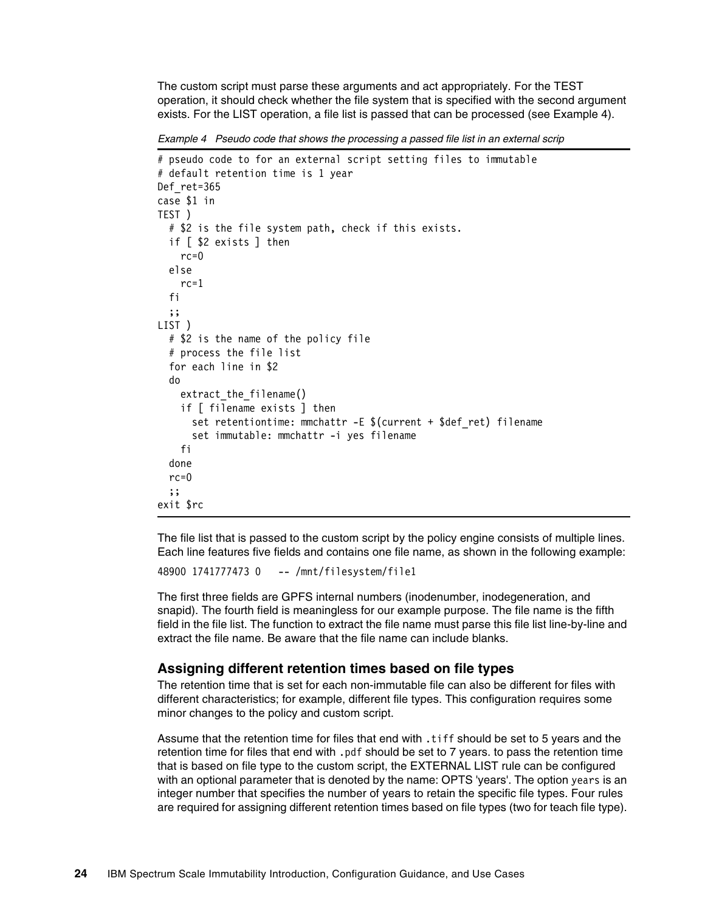The custom script must parse these arguments and act appropriately. For the TEST operation, it should check whether the file system that is specified with the second argument exists. For the LIST operation, a file list is passed that can be processed (see Example 4).

*Example 4 Pseudo code that shows the processing a passed file list in an external scrip*

```
# pseudo code to for an external script setting files to immutable
# default retention time is 1 year
Def_ret=365
case $1 in
TEST )
  # $2 is the file system path, check if this exists.
  if [ $2 exists ] then
    rc=0
  else
    rc=1
  fi
  ;;
LIST )
  # $2 is the name of the policy file
  # process the file list
  for each line in $2
  do
    extract_the_filename()
    if [ filename exists ] then
      set retentiontime: mmchattr -E $(current + $def_ret) filename
      set immutable: mmchattr -i yes filename
    fi
  done
  rc=0
  ;;
exit $rc
```

The file list that is passed to the custom script by the policy engine consists of multiple lines. Each line features five fields and contains one file name, as shown in the following example:

```
48900 1741777473 0   -- /mnt/filesystem/file1
```

The first three fields are GPFS internal numbers (inodenumber, inodegeneration, and snapid). The fourth field is meaningless for our example purpose. The file name is the fifth field in the file list. The function to extract the file name must parse this file list line-by-line and extract the file name. Be aware that the file name can include blanks.

## Assigning different retention times based on file types

The retention time that is set for each non-immutable file can also be different for files with different characteristics; for example, different file types. This configuration requires some minor changes to the policy and custom script.

Assume that the retention time for files that end with `.tiff` should be set to 5 years and the retention time for files that end with `.pdf` should be set to 7 years. to pass the retention time that is based on file type to the custom script, the EXTERNAL LIST rule can be configured with an optional parameter that is denoted by the name: OPTS 'years'. The option `years` is an integer number that specifies the number of years to retain the specific file types. Four rules are required for assigning different retention times based on file types (two for teach file type).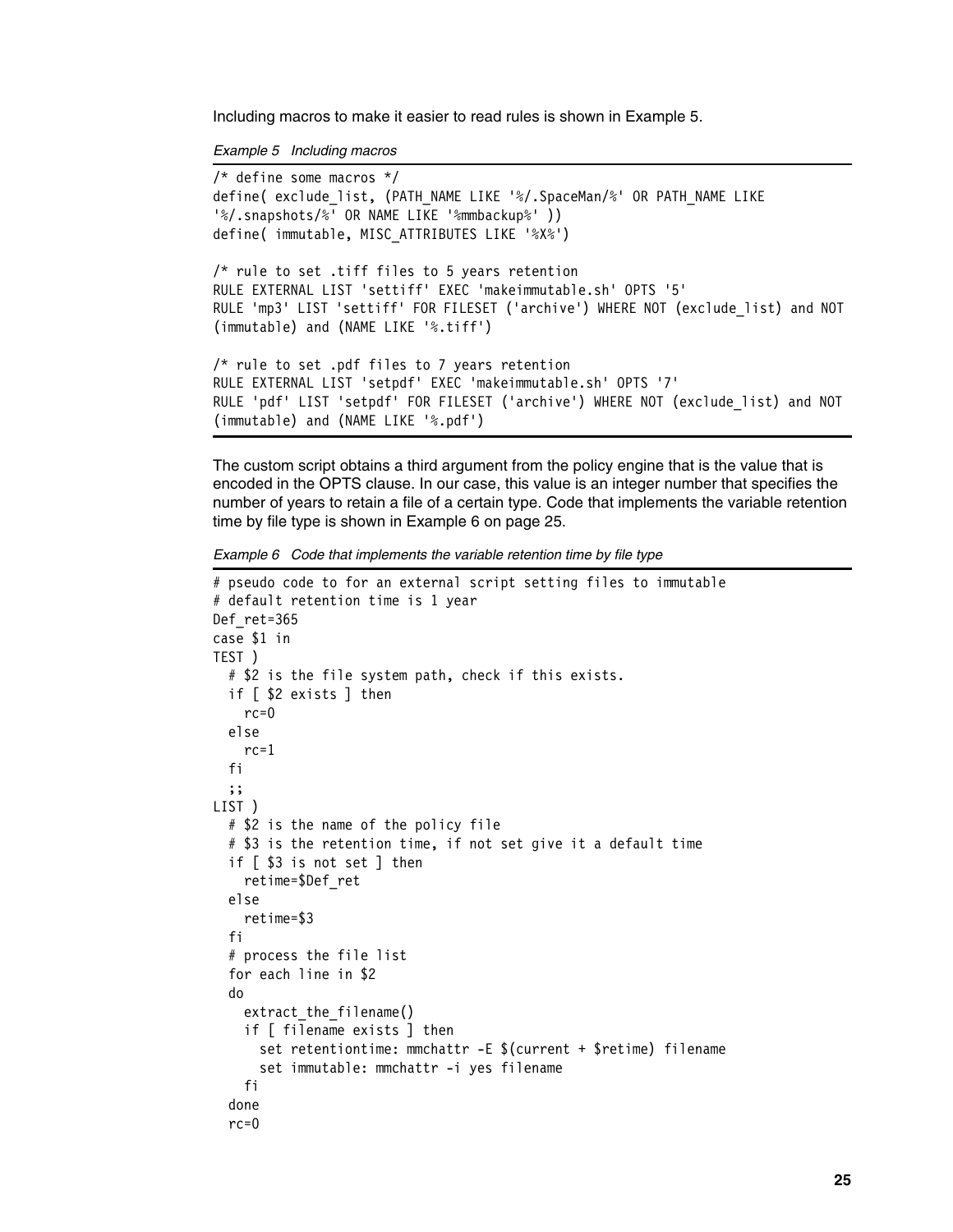Including macros to make it easier to read rules is shown in Example 5.

*Example 5 Including macros*

```
/* define some macros */
define( exclude_list, (PATH_NAME LIKE '%/.SpaceMan/%' OR PATH_NAME LIKE
'%/.snapshots/%' OR NAME LIKE '%mmbackup%' ))
define( immutable, MISC_ATTRIBUTES LIKE '%X%')

/* rule to set .tiff files to 5 years retention
RULE EXTERNAL LIST 'settiff' EXEC 'makeimmutable.sh' OPTS '5'
RULE 'mp3' LIST 'settiff' FOR FILESET ('archive') WHERE NOT (exclude_list) and NOT
(immutable) and (NAME LIKE '%.tiff')

/* rule to set .pdf files to 7 years retention
RULE EXTERNAL LIST 'setpdf' EXEC 'makeimmutable.sh' OPTS '7'
RULE 'pdf' LIST 'setpdf' FOR FILESET ('archive') WHERE NOT (exclude_list) and NOT
(immutable) and (NAME LIKE '%.pdf')
```

The custom script obtains a third argument from the policy engine that is the value that is encoded in the OPTS clause. In our case, this value is an integer number that specifies the number of years to retain a file of a certain type. Code that implements the variable retention time by file type is shown in Example 6 on page 25.

*Example 6 Code that implements the variable retention time by file type*

```
# pseudo code to for an external script setting files to immutable
# default retention time is 1 year
Def_ret=365
case $1 in
TEST )
  # $2 is the file system path, check if this exists.
  if [ $2 exists ] then
    rc=0
  else
    rc=1
  fi
  ;;
LIST )
  # $2 is the name of the policy file
  # $3 is the retention time, if not set give it a default time
  if [ $3 is not set ] then
    retime=$Def_ret
  else
    retime=$3
  fi
  # process the file list
  for each line in $2
  do
    extract_the_filename()
    if [ filename exists ] then
      set retentiontime: mmchattr -E $(current + $retime) filename
      set immutable: mmchattr -i yes filename
    fi
  done
  rc=0
```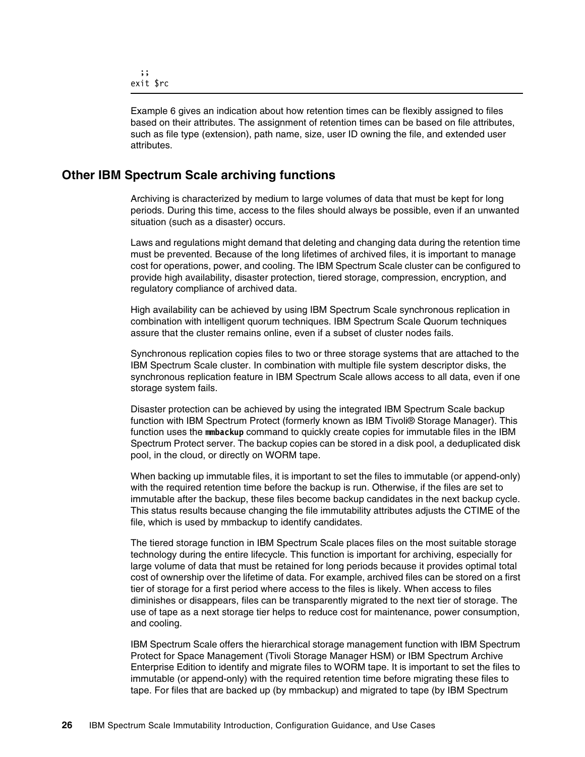```
  ;;
exit $rc
```

Example 6 gives an indication about how retention times can be flexibly assigned to files based on their attributes. The assignment of retention times can be based on file attributes, such as file type (extension), path name, size, user ID owning the file, and extended user attributes.

## Other IBM Spectrum Scale archiving functions

Archiving is characterized by medium to large volumes of data that must be kept for long periods. During this time, access to the files should always be possible, even if an unwanted situation (such as a disaster) occurs.

Laws and regulations might demand that deleting and changing data during the retention time must be prevented. Because of the long lifetimes of archived files, it is important to manage cost for operations, power, and cooling. The IBM Spectrum Scale cluster can be configured to provide high availability, disaster protection, tiered storage, compression, encryption, and regulatory compliance of archived data.

High availability can be achieved by using IBM Spectrum Scale synchronous replication in combination with intelligent quorum techniques. IBM Spectrum Scale Quorum techniques assure that the cluster remains online, even if a subset of cluster nodes fails.

Synchronous replication copies files to two or three storage systems that are attached to the IBM Spectrum Scale cluster. In combination with multiple file system descriptor disks, the synchronous replication feature in IBM Spectrum Scale allows access to all data, even if one storage system fails.

Disaster protection can be achieved by using the integrated IBM Spectrum Scale backup function with IBM Spectrum Protect (formerly known as IBM Tivoli® Storage Manager). This function uses the **mmbackup** command to quickly create copies for immutable files in the IBM Spectrum Protect server. The backup copies can be stored in a disk pool, a deduplicated disk pool, in the cloud, or directly on WORM tape.

When backing up immutable files, it is important to set the files to immutable (or append-only) with the required retention time before the backup is run. Otherwise, if the files are set to immutable after the backup, these files become backup candidates in the next backup cycle. This status results because changing the file immutability attributes adjusts the CTIME of the file, which is used by mmbackup to identify candidates.

The tiered storage function in IBM Spectrum Scale places files on the most suitable storage technology during the entire lifecycle. This function is important for archiving, especially for large volume of data that must be retained for long periods because it provides optimal total cost of ownership over the lifetime of data. For example, archived files can be stored on a first tier of storage for a first period where access to the files is likely. When access to files diminishes or disappears, files can be transparently migrated to the next tier of storage. The use of tape as a next storage tier helps to reduce cost for maintenance, power consumption, and cooling.

IBM Spectrum Scale offers the hierarchical storage management function with IBM Spectrum Protect for Space Management (Tivoli Storage Manager HSM) or IBM Spectrum Archive Enterprise Edition to identify and migrate files to WORM tape. It is important to set the files to immutable (or append-only) with the required retention time before migrating these files to tape. For files that are backed up (by mmbackup) and migrated to tape (by IBM Spectrum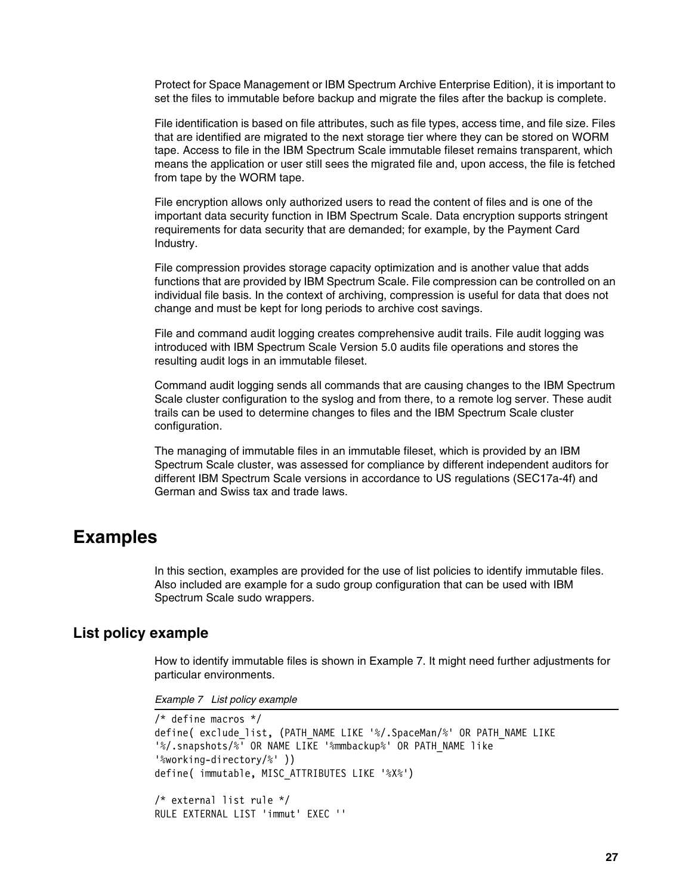Protect for Space Management or IBM Spectrum Archive Enterprise Edition), it is important to set the files to immutable before backup and migrate the files after the backup is complete.

File identification is based on file attributes, such as file types, access time, and file size. Files that are identified are migrated to the next storage tier where they can be stored on WORM tape. Access to file in the IBM Spectrum Scale immutable fileset remains transparent, which means the application or user still sees the migrated file and, upon access, the file is fetched from tape by the WORM tape.

File encryption allows only authorized users to read the content of files and is one of the important data security function in IBM Spectrum Scale. Data encryption supports stringent requirements for data security that are demanded; for example, by the Payment Card Industry.

File compression provides storage capacity optimization and is another value that adds functions that are provided by IBM Spectrum Scale. File compression can be controlled on an individual file basis. In the context of archiving, compression is useful for data that does not change and must be kept for long periods to archive cost savings.

File and command audit logging creates comprehensive audit trails. File audit logging was introduced with IBM Spectrum Scale Version 5.0 audits file operations and stores the resulting audit logs in an immutable fileset.

Command audit logging sends all commands that are causing changes to the IBM Spectrum Scale cluster configuration to the syslog and from there, to a remote log server. These audit trails can be used to determine changes to files and the IBM Spectrum Scale cluster configuration.

The managing of immutable files in an immutable fileset, which is provided by an IBM Spectrum Scale cluster, was assessed for compliance by different independent auditors for different IBM Spectrum Scale versions in accordance to US regulations (SEC17a-4f) and German and Swiss tax and trade laws.

# Examples

In this section, examples are provided for the use of list policies to identify immutable files. Also included are example for a sudo group configuration that can be used with IBM Spectrum Scale sudo wrappers.

## List policy example

How to identify immutable files is shown in Example 7. It might need further adjustments for particular environments.

*Example 7   List policy example*

```
/* define macros */
define( exclude_list, (PATH_NAME LIKE '%/.SpaceMan/%' OR PATH_NAME LIKE
'%/.snapshots/%' OR NAME LIKE '%mmbackup%' OR PATH_NAME like
'%working-directory/%' ))
define( immutable, MISC_ATTRIBUTES LIKE '%X%')

/* external list rule */
RULE EXTERNAL LIST 'immut' EXEC ''
```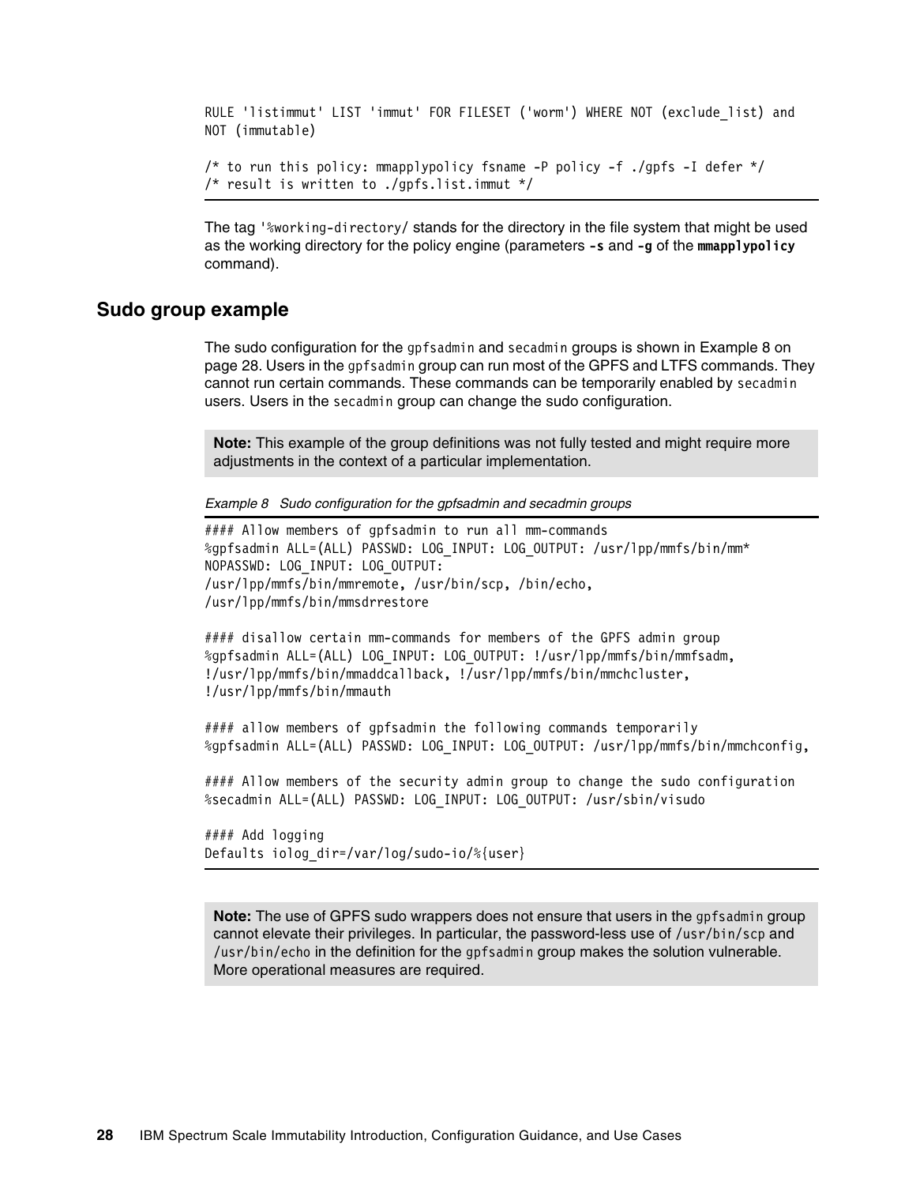```
RULE 'listimmut' LIST 'immut' FOR FILESET ('worm') WHERE NOT (exclude_list) and
NOT (immutable)

/* to run this policy: mmapplypolicy fsname -P policy -f ./gpfs -I defer */
/* result is written to ./gpfs.list.immut */
```

The tag '%working-directory/ stands for the directory in the file system that might be used as the working directory for the policy engine (parameters **-s** and **-g** of the **mmapplypolicy** command).

## Sudo group example

The sudo configuration for the gpfsadmin and secadmin groups is shown in Example 8 on page 28. Users in the gpfsadmin group can run most of the GPFS and LTFS commands. They cannot run certain commands. These commands can be temporarily enabled by secadmin users. Users in the secadmin group can change the sudo configuration.

> **Note:** This example of the group definitions was not fully tested and might require more adjustments in the context of a particular implementation.

*Example 8 Sudo configuration for the gpfsadmin and secadmin groups*

```
#### Allow members of gpfsadmin to run all mm-commands
%gpfsadmin ALL=(ALL) PASSWD: LOG_INPUT: LOG_OUTPUT: /usr/lpp/mmfs/bin/mm*
NOPASSWD: LOG_INPUT: LOG_OUTPUT:
/usr/lpp/mmfs/bin/mmremote, /usr/bin/scp, /bin/echo,
/usr/lpp/mmfs/bin/mmsdrrestore

#### disallow certain mm-commands for members of the GPFS admin group
%gpfsadmin ALL=(ALL) LOG_INPUT: LOG_OUTPUT: !/usr/lpp/mmfs/bin/mmfsadm,
!/usr/lpp/mmfs/bin/mmaddcallback, !/usr/lpp/mmfs/bin/mmchcluster,
!/usr/lpp/mmfs/bin/mmauth

#### allow members of gpfsadmin the following commands temporarily
%gpfsadmin ALL=(ALL) PASSWD: LOG_INPUT: LOG_OUTPUT: /usr/lpp/mmfs/bin/mmchconfig,

#### Allow members of the security admin group to change the sudo configuration
%secadmin ALL=(ALL) PASSWD: LOG_INPUT: LOG_OUTPUT: /usr/sbin/visudo

#### Add logging
Defaults iolog_dir=/var/log/sudo-io/%{user}
```

> **Note:** The use of GPFS sudo wrappers does not ensure that users in the gpfsadmin group cannot elevate their privileges. In particular, the password-less use of /usr/bin/scp and /usr/bin/echo in the definition for the gpfsadmin group makes the solution vulnerable. More operational measures are required.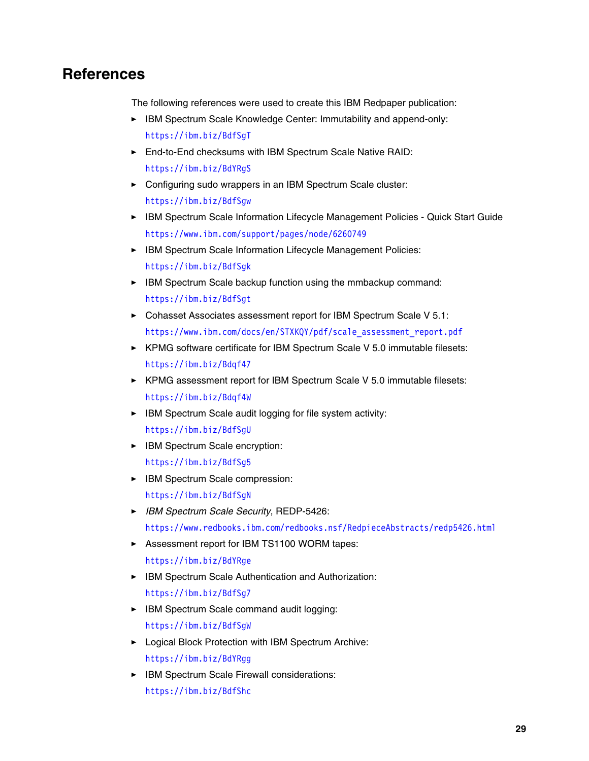# References

The following references were used to create this IBM Redpaper publication:

- IBM Spectrum Scale Knowledge Center: Immutability and append-only:
  https://ibm.biz/BdfSgT
- End-to-End checksums with IBM Spectrum Scale Native RAID:
  https://ibm.biz/BdYRgS
- Configuring sudo wrappers in an IBM Spectrum Scale cluster:
  https://ibm.biz/BdfSgw
- IBM Spectrum Scale Information Lifecycle Management Policies - Quick Start Guide
  https://www.ibm.com/support/pages/node/6260749
- IBM Spectrum Scale Information Lifecycle Management Policies:
  https://ibm.biz/BdfSgk
- IBM Spectrum Scale backup function using the mmbackup command:
  https://ibm.biz/BdfSgt
- Cohasset Associates assessment report for IBM Spectrum Scale V 5.1:
  https://www.ibm.com/docs/en/STXKQY/pdf/scale_assessment_report.pdf
- KPMG software certificate for IBM Spectrum Scale V 5.0 immutable filesets:
  https://ibm.biz/Bdqf47
- KPMG assessment report for IBM Spectrum Scale V 5.0 immutable filesets:
  https://ibm.biz/Bdqf4W
- IBM Spectrum Scale audit logging for file system activity:
  https://ibm.biz/BdfSgU
- IBM Spectrum Scale encryption:
  https://ibm.biz/BdfSg5
- IBM Spectrum Scale compression:
  https://ibm.biz/BdfSgN
- *IBM Spectrum Scale Security*, REDP-5426:
  https://www.redbooks.ibm.com/redbooks.nsf/RedpieceAbstracts/redp5426.html
- Assessment report for IBM TS1100 WORM tapes:
  https://ibm.biz/BdYRge
- IBM Spectrum Scale Authentication and Authorization:
  https://ibm.biz/BdfSg7
- IBM Spectrum Scale command audit logging:
  https://ibm.biz/BdfSgW
- Logical Block Protection with IBM Spectrum Archive:
  https://ibm.biz/BdYRgg
- IBM Spectrum Scale Firewall considerations:
  https://ibm.biz/BdfShc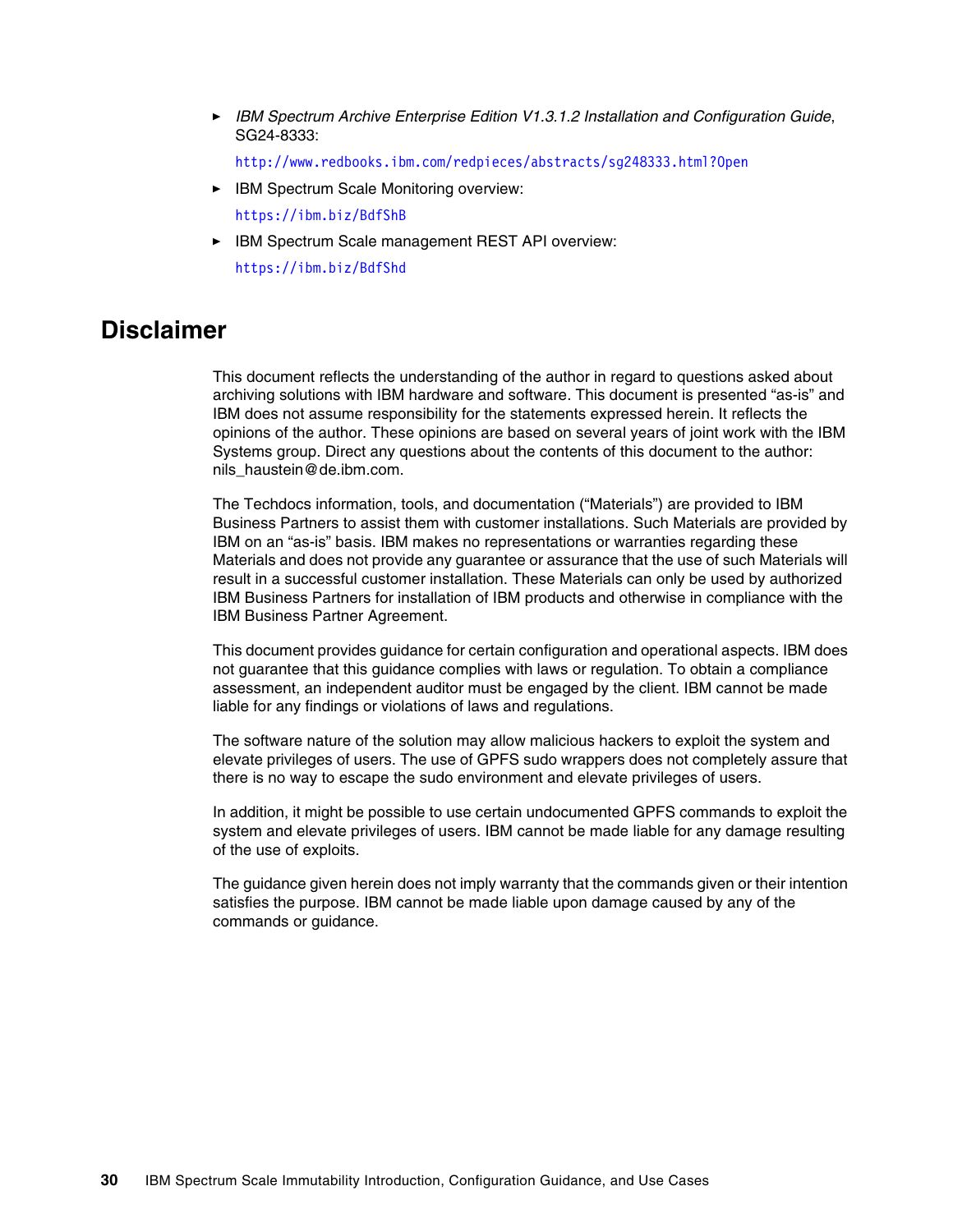- *IBM Spectrum Archive Enterprise Edition V1.3.1.2 Installation and Configuration Guide*, SG24-8333:

  http://www.redbooks.ibm.com/redpieces/abstracts/sg248333.html?Open

- IBM Spectrum Scale Monitoring overview:

  https://ibm.biz/BdfShB

- IBM Spectrum Scale management REST API overview:

  https://ibm.biz/BdfShd

# Disclaimer

This document reflects the understanding of the author in regard to questions asked about archiving solutions with IBM hardware and software. This document is presented "as-is" and IBM does not assume responsibility for the statements expressed herein. It reflects the opinions of the author. These opinions are based on several years of joint work with the IBM Systems group. Direct any questions about the contents of this document to the author: nils_haustein@de.ibm.com.

The Techdocs information, tools, and documentation ("Materials") are provided to IBM Business Partners to assist them with customer installations. Such Materials are provided by IBM on an "as-is" basis. IBM makes no representations or warranties regarding these Materials and does not provide any guarantee or assurance that the use of such Materials will result in a successful customer installation. These Materials can only be used by authorized IBM Business Partners for installation of IBM products and otherwise in compliance with the IBM Business Partner Agreement.

This document provides guidance for certain configuration and operational aspects. IBM does not guarantee that this guidance complies with laws or regulation. To obtain a compliance assessment, an independent auditor must be engaged by the client. IBM cannot be made liable for any findings or violations of laws and regulations.

The software nature of the solution may allow malicious hackers to exploit the system and elevate privileges of users. The use of GPFS sudo wrappers does not completely assure that there is no way to escape the sudo environment and elevate privileges of users.

In addition, it might be possible to use certain undocumented GPFS commands to exploit the system and elevate privileges of users. IBM cannot be made liable for any damage resulting of the use of exploits.

The guidance given herein does not imply warranty that the commands given or their intention satisfies the purpose. IBM cannot be made liable upon damage caused by any of the commands or guidance.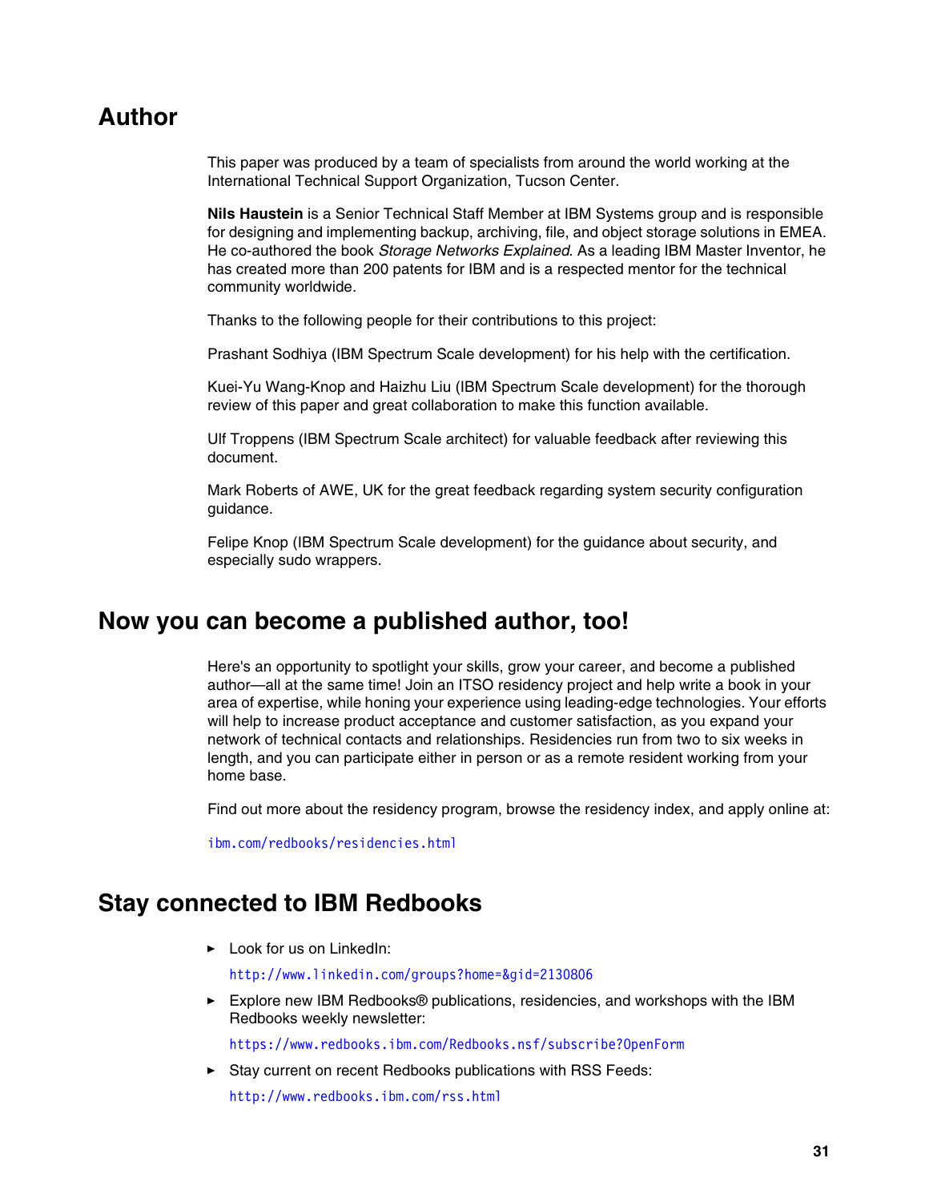# Author

This paper was produced by a team of specialists from around the world working at the International Technical Support Organization, Tucson Center.

**Nils Haustein** is a Senior Technical Staff Member at IBM Systems group and is responsible for designing and implementing backup, archiving, file, and object storage solutions in EMEA. He co-authored the book *Storage Networks Explained*. As a leading IBM Master Inventor, he has created more than 200 patents for IBM and is a respected mentor for the technical community worldwide.

Thanks to the following people for their contributions to this project:

Prashant Sodhiya (IBM Spectrum Scale development) for his help with the certification.

Kuei-Yu Wang-Knop and Haizhu Liu (IBM Spectrum Scale development) for the thorough review of this paper and great collaboration to make this function available.

Ulf Troppens (IBM Spectrum Scale architect) for valuable feedback after reviewing this document.

Mark Roberts of AWE, UK for the great feedback regarding system security configuration guidance.

Felipe Knop (IBM Spectrum Scale development) for the guidance about security, and especially sudo wrappers.

# Now you can become a published author, too!

Here's an opportunity to spotlight your skills, grow your career, and become a published author—all at the same time! Join an ITSO residency project and help write a book in your area of expertise, while honing your experience using leading-edge technologies. Your efforts will help to increase product acceptance and customer satisfaction, as you expand your network of technical contacts and relationships. Residencies run from two to six weeks in length, and you can participate either in person or as a remote resident working from your home base.

Find out more about the residency program, browse the residency index, and apply online at:

ibm.com/redbooks/residencies.html

# Stay connected to IBM Redbooks

- Look for us on LinkedIn:

  http://www.linkedin.com/groups?home=&gid=2130806

- Explore new IBM Redbooks® publications, residencies, and workshops with the IBM Redbooks weekly newsletter:

  https://www.redbooks.ibm.com/Redbooks.nsf/subscribe?OpenForm

- Stay current on recent Redbooks publications with RSS Feeds:

  http://www.redbooks.ibm.com/rss.html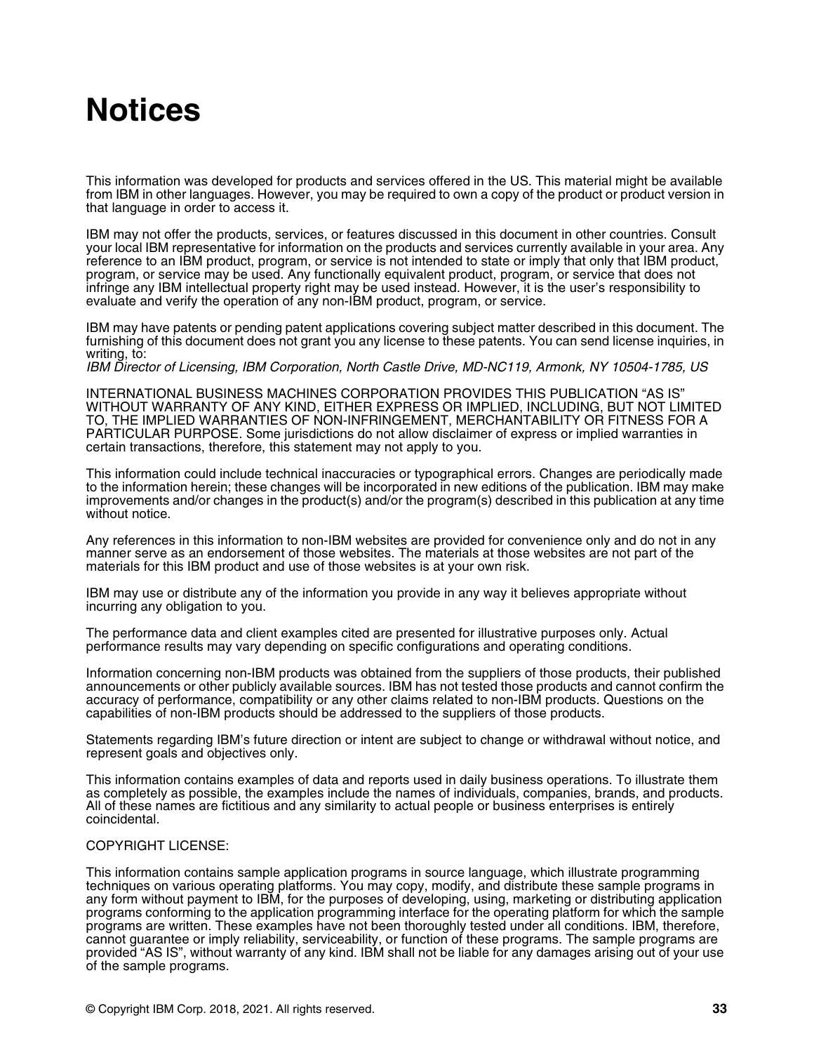# Notices

This information was developed for products and services offered in the US. This material might be available from IBM in other languages. However, you may be required to own a copy of the product or product version in that language in order to access it.

IBM may not offer the products, services, or features discussed in this document in other countries. Consult your local IBM representative for information on the products and services currently available in your area. Any reference to an IBM product, program, or service is not intended to state or imply that only that IBM product, program, or service may be used. Any functionally equivalent product, program, or service that does not infringe any IBM intellectual property right may be used instead. However, it is the user's responsibility to evaluate and verify the operation of any non-IBM product, program, or service.

IBM may have patents or pending patent applications covering subject matter described in this document. The furnishing of this document does not grant you any license to these patents. You can send license inquiries, in writing, to:
*IBM Director of Licensing, IBM Corporation, North Castle Drive, MD-NC119, Armonk, NY 10504-1785, US*

INTERNATIONAL BUSINESS MACHINES CORPORATION PROVIDES THIS PUBLICATION "AS IS" WITHOUT WARRANTY OF ANY KIND, EITHER EXPRESS OR IMPLIED, INCLUDING, BUT NOT LIMITED TO, THE IMPLIED WARRANTIES OF NON-INFRINGEMENT, MERCHANTABILITY OR FITNESS FOR A PARTICULAR PURPOSE. Some jurisdictions do not allow disclaimer of express or implied warranties in certain transactions, therefore, this statement may not apply to you.

This information could include technical inaccuracies or typographical errors. Changes are periodically made to the information herein; these changes will be incorporated in new editions of the publication. IBM may make improvements and/or changes in the product(s) and/or the program(s) described in this publication at any time without notice.

Any references in this information to non-IBM websites are provided for convenience only and do not in any manner serve as an endorsement of those websites. The materials at those websites are not part of the materials for this IBM product and use of those websites is at your own risk.

IBM may use or distribute any of the information you provide in any way it believes appropriate without incurring any obligation to you.

The performance data and client examples cited are presented for illustrative purposes only. Actual performance results may vary depending on specific configurations and operating conditions.

Information concerning non-IBM products was obtained from the suppliers of those products, their published announcements or other publicly available sources. IBM has not tested those products and cannot confirm the accuracy of performance, compatibility or any other claims related to non-IBM products. Questions on the capabilities of non-IBM products should be addressed to the suppliers of those products.

Statements regarding IBM's future direction or intent are subject to change or withdrawal without notice, and represent goals and objectives only.

This information contains examples of data and reports used in daily business operations. To illustrate them as completely as possible, the examples include the names of individuals, companies, brands, and products. All of these names are fictitious and any similarity to actual people or business enterprises is entirely coincidental.

COPYRIGHT LICENSE:

This information contains sample application programs in source language, which illustrate programming techniques on various operating platforms. You may copy, modify, and distribute these sample programs in any form without payment to IBM, for the purposes of developing, using, marketing or distributing application programs conforming to the application programming interface for the operating platform for which the sample programs are written. These examples have not been thoroughly tested under all conditions. IBM, therefore, cannot guarantee or imply reliability, serviceability, or function of these programs. The sample programs are provided "AS IS", without warranty of any kind. IBM shall not be liable for any damages arising out of your use of the sample programs.

© Copyright IBM Corp. 2018, 2021. All rights reserved.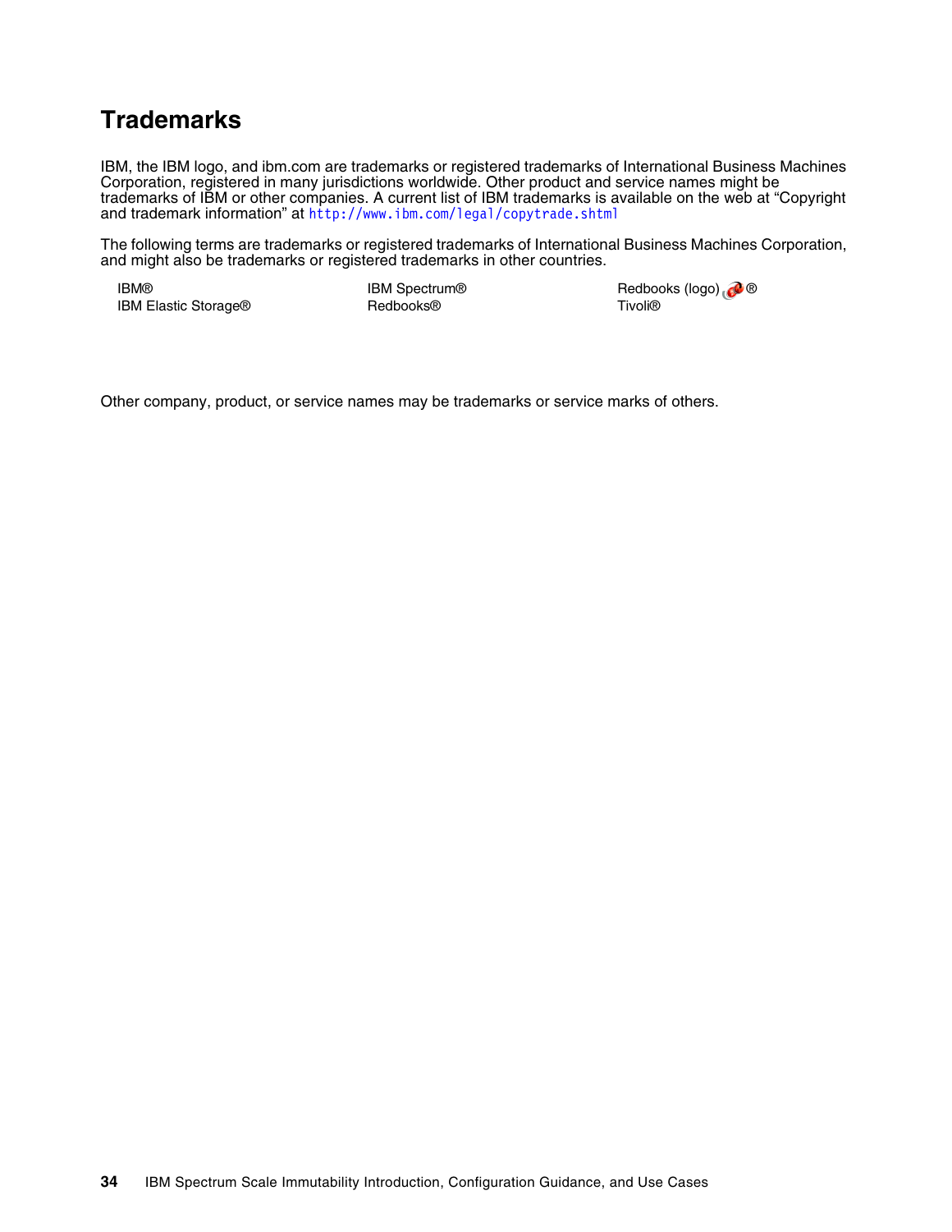# Trademarks

IBM, the IBM logo, and ibm.com are trademarks or registered trademarks of International Business Machines Corporation, registered in many jurisdictions worldwide. Other product and service names might be trademarks of IBM or other companies. A current list of IBM trademarks is available on the web at "Copyright and trademark information" at http://www.ibm.com/legal/copytrade.shtml

The following terms are trademarks or registered trademarks of International Business Machines Corporation, and might also be trademarks or registered trademarks in other countries.

IBM®
IBM Elastic Storage®
IBM Spectrum®
Redbooks®
Redbooks (logo) ®
Tivoli®

Other company, product, or service names may be trademarks or service marks of others.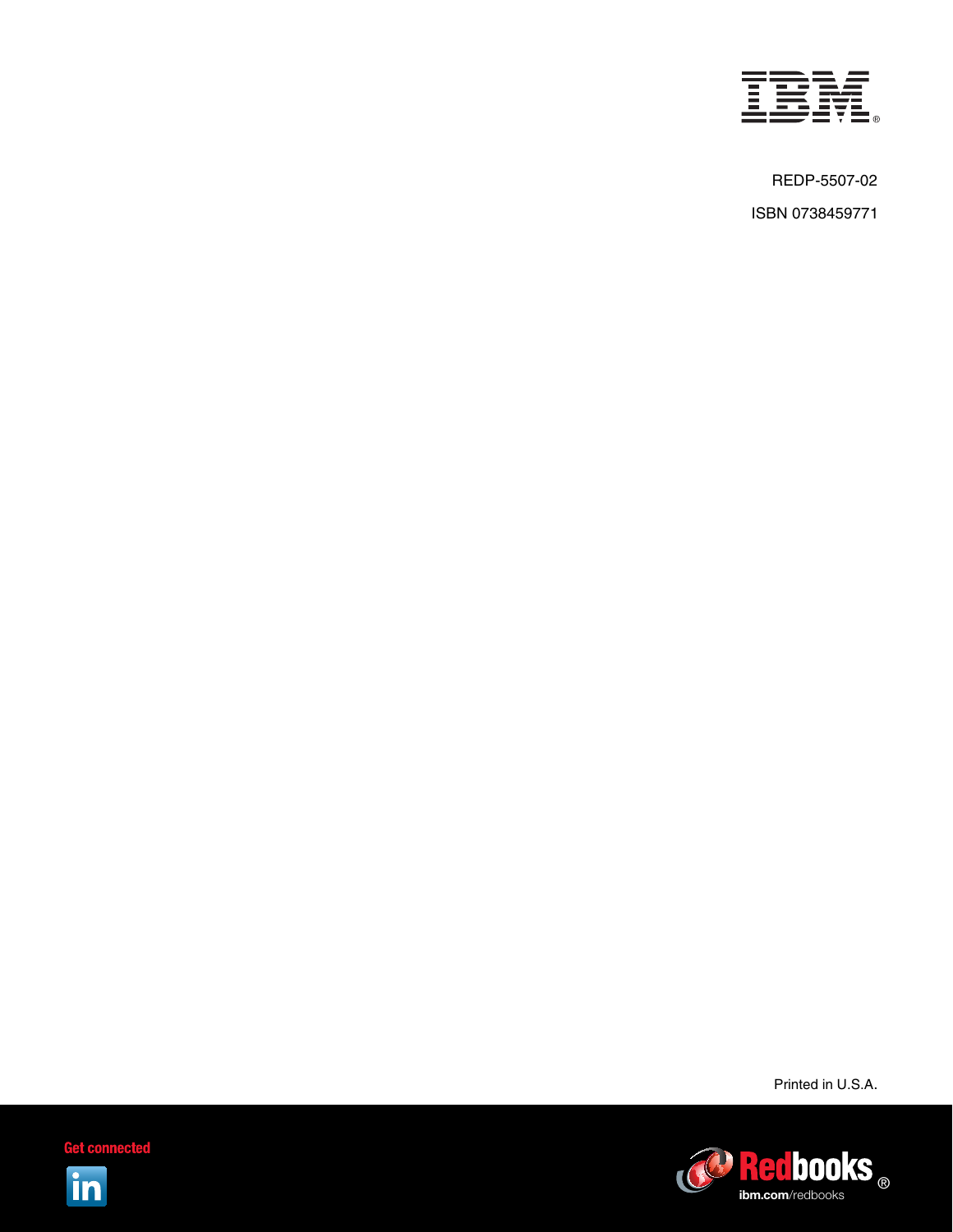REDP-5507-02

ISBN 0738459771

Printed in U.S.A.

Get connected

ibm.com/redbooks